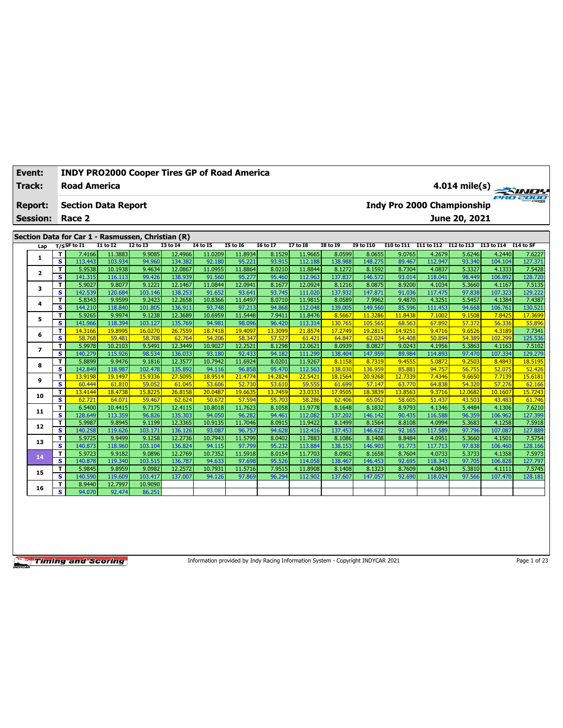| | |
|---|---|
| **Event:** | **INDY PRO2000 Cooper Tires GP of Road America** |
| **Track:** | **Road America** |
| **Report:** | **Section Data Report** |
| **Session:** | **Race 2** |

**4.014 mile(s)**

**Indy Pro 2000 Championship**

**June 20, 2021**

## Section Data for Car 1 - Rasmussen, Christian (R)

| Lap | T/S | SF to I1 | I1 to I2 | I2 to I3 | I3 to I4 | I4 to I5 | I5 to I6 | I6 to I7 | I7 to I8 | I8 to I9 | I9 to I10 | I10 to I11 | I11 to I12 | I12 to I13 | I13 to I14 | I14 to SF |
|---|---|---|---|---|---|---|---|---|---|---|---|---|---|---|---|---|
| 1 | T | 7.4166 | 11.3883 | 9.9085 | 12.4966 | 11.0209 | 11.8934 | 8.1529 | 11.9665 | 8.0599 | 8.0655 | 9.0765 | 4.2679 | 5.6246 | 4.2440 | 7.6227 |
| | S | 113.443 | 103.934 | 94.960 | 134.382 | 92.180 | 95.221 | 93.915 | 112.188 | 138.988 | 148.275 | 89.467 | 112.947 | 93.340 | 104.104 | 127.371 |
| 2 | T | 5.9538 | 10.1938 | 9.4634 | 12.0867 | 11.0955 | 11.8864 | 8.0210 | 11.8844 | 8.1272 | 8.1592 | 8.7304 | 4.0837 | 5.3327 | 4.1333 | 7.5428 |
| | S | 141.315 | 116.113 | 99.426 | 138.939 | 91.560 | 95.277 | 95.460 | 112.963 | 137.837 | 146.572 | 93.014 | 118.041 | 98.449 | 106.892 | 128.720 |
| 3 | T | 5.9027 | 9.8077 | 9.1221 | 12.1467 | 11.0844 | 12.0941 | 8.1677 | 12.0924 | 8.1216 | 8.0875 | 8.9200 | 4.1034 | 5.3660 | 4.1167 | 7.5135 |
| | S | 142.539 | 120.684 | 103.146 | 138.253 | 91.652 | 93.641 | 93.745 | 111.020 | 137.932 | 147.871 | 91.036 | 117.475 | 97.838 | 107.323 | 129.222 |
| 4 | T | 5.8343 | 9.9599 | 9.2423 | 12.2658 | 10.8366 | 11.6497 | 8.0710 | 11.9815 | 8.0589 | 7.9962 | 9.4870 | 4.3251 | 5.5457 | 4.1384 | 7.4387 |
| | S | 144.210 | 118.840 | 101.805 | 136.911 | 93.748 | 97.213 | 94.868 | 112.048 | 139.005 | 149.560 | 85.596 | 111.453 | 94.668 | 106.761 | 130.521 |
| 5 | T | 5.9265 | 9.9974 | 9.1238 | 12.3689 | 10.6959 | 11.5448 | 7.9411 | 11.8476 | 8.5667 | 11.3286 | 11.8438 | 7.1002 | 9.1508 | 7.8425 | 17.3699 |
| | S | 141.966 | 118.394 | 103.127 | 135.769 | 94.981 | 98.096 | 96.420 | 113.314 | 130.765 | 105.565 | 68.563 | 67.892 | 57.372 | 56.336 | 55.896 |
| 6 | T | 14.3166 | 19.8995 | 16.0270 | 26.7559 | 18.7418 | 19.4097 | 13.3099 | 21.8574 | 17.2749 | 19.2815 | 14.9251 | 9.4716 | 9.6526 | 4.3189 | 7.7341 |
| | S | 58.768 | 59.481 | 58.708 | 62.764 | 54.206 | 58.347 | 57.527 | 61.421 | 64.847 | 62.024 | 54.408 | 50.894 | 54.389 | 102.299 | 125.536 |
| 7 | T | 5.9978 | 10.2103 | 9.5491 | 12.3449 | 10.9027 | 12.2521 | 8.1298 | 12.0621 | 8.0939 | 8.0827 | 9.0243 | 4.1956 | 5.3863 | 4.1163 | 7.5102 |
| | S | 140.279 | 115.926 | 98.534 | 136.033 | 93.180 | 92.433 | 94.182 | 111.299 | 138.404 | 147.959 | 89.984 | 114.893 | 97.470 | 107.334 | 129.279 |
| 8 | T | 5.8899 | 9.9476 | 9.1816 | 12.3577 | 10.7942 | 11.6924 | 8.0201 | 11.9267 | 8.1158 | 8.7319 | 9.4555 | 5.0872 | 9.2503 | 8.4843 | 18.5195 |
| | S | 142.849 | 118.987 | 102.478 | 135.892 | 94.116 | 96.858 | 95.470 | 112.563 | 138.030 | 136.959 | 85.881 | 94.757 | 56.755 | 52.075 | 52.426 |
| 9 | T | 13.9198 | 19.1497 | 15.9336 | 27.5095 | 18.9514 | 21.4774 | 14.2824 | 22.5421 | 18.1564 | 20.9268 | 12.7339 | 7.4346 | 9.6650 | 7.7139 | 15.6181 |
| | S | 60.444 | 61.810 | 59.052 | 61.045 | 53.606 | 52.730 | 53.610 | 59.555 | 61.699 | 57.147 | 63.770 | 64.838 | 54.320 | 57.276 | 62.166 |
| 10 | T | 13.4144 | 18.4738 | 15.8225 | 26.8158 | 20.0487 | 19.6635 | 13.7459 | 23.0331 | 17.9505 | 18.3839 | 13.8563 | 9.3716 | 12.0682 | 10.1607 | 15.7243 |
| | S | 62.721 | 64.071 | 59.467 | 62.624 | 50.672 | 57.594 | 55.703 | 58.286 | 62.406 | 65.052 | 58.605 | 51.437 | 43.503 | 43.483 | 61.746 |
| 11 | T | 6.5400 | 10.4415 | 9.7175 | 12.4115 | 10.8018 | 11.7623 | 8.1058 | 11.9778 | 8.1648 | 8.1832 | 8.9793 | 4.1346 | 5.4484 | 4.1306 | 7.6210 |
| | S | 128.649 | 113.359 | 96.826 | 135.303 | 94.050 | 96.282 | 94.461 | 112.082 | 137.202 | 146.142 | 90.435 | 116.588 | 96.359 | 106.962 | 127.399 |
| 12 | T | 5.9987 | 9.8945 | 9.1199 | 12.3365 | 10.9135 | 11.7046 | 8.0915 | 11.9422 | 8.1499 | 8.1564 | 8.8108 | 4.0994 | 5.3683 | 4.1258 | 7.5918 |
| | S | 140.258 | 119.626 | 103.171 | 136.126 | 93.087 | 96.757 | 94.628 | 112.416 | 137.453 | 146.622 | 92.165 | 117.589 | 97.796 | 107.087 | 127.889 |
| 13 | T | 5.9725 | 9.9499 | 9.1258 | 12.2736 | 10.7943 | 11.5799 | 8.0402 | 11.7883 | 8.1086 | 8.1408 | 8.8484 | 4.0951 | 5.3660 | 4.1501 | 7.5754 |
| | S | 140.873 | 118.960 | 103.104 | 136.824 | 94.115 | 97.799 | 95.232 | 113.884 | 138.153 | 146.903 | 91.773 | 117.713 | 97.838 | 106.460 | 128.166 |
| 14 | T | 5.9723 | 9.9182 | 9.0896 | 12.2769 | 10.7352 | 11.5918 | 8.0154 | 11.7703 | 8.0902 | 8.1658 | 8.7604 | 4.0733 | 5.3733 | 4.1358 | 7.5973 |
| | S | 140.878 | 119.340 | 103.515 | 136.787 | 94.633 | 97.698 | 95.526 | 114.058 | 138.467 | 146.453 | 92.695 | 118.343 | 97.705 | 106.828 | 127.797 |
| 15 | T | 5.9845 | 9.8959 | 9.0982 | 12.2572 | 10.7931 | 11.5716 | 7.9515 | 11.8908 | 8.1408 | 8.1323 | 8.7609 | 4.0843 | 5.3810 | 4.1111 | 7.5745 |
| | S | 140.590 | 119.609 | 103.417 | 137.007 | 94.126 | 97.869 | 96.294 | 112.902 | 137.607 | 147.057 | 92.690 | 118.024 | 97.566 | 107.470 | 128.181 |
| 16 | T | 8.9440 | 12.7997 | 10.9090 | | | | | | | | | | | | |
| | S | 94.070 | 92.474 | 86.251 | | | | | | | | | | | | |

Information provided by Indy Racing Information System - Copyright INDYCAR 2021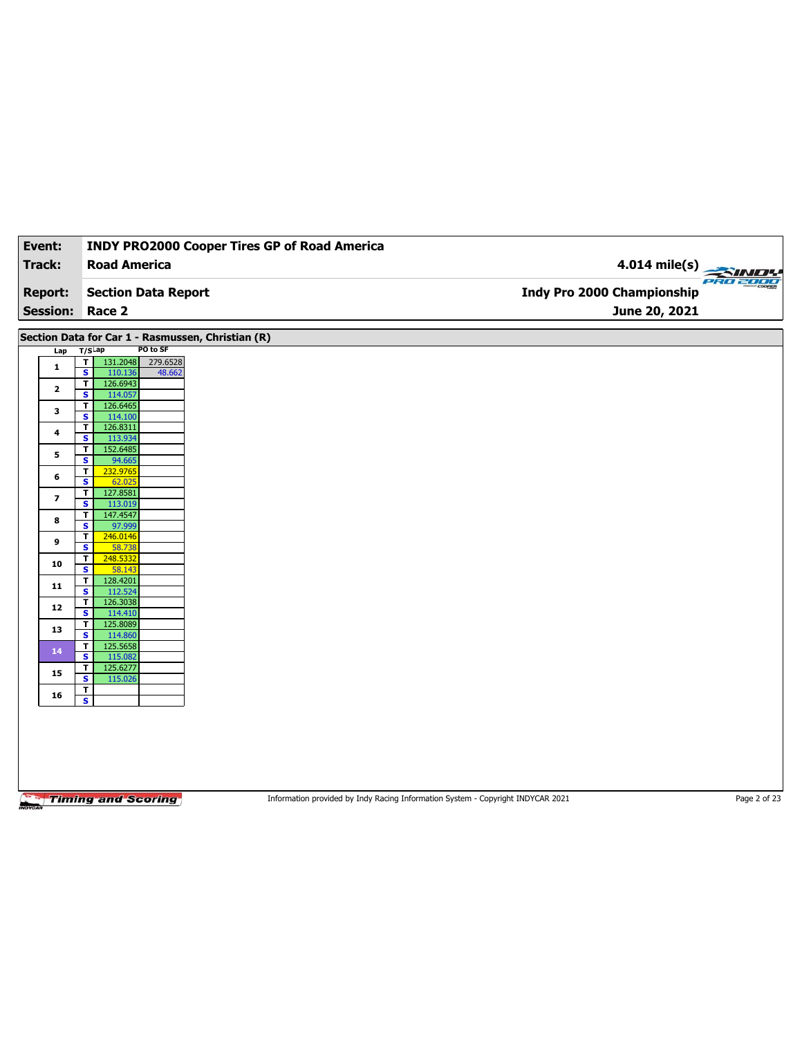| Event: | INDY PRO2000 Cooper Tires GP of Road America | |
|---|---|---|
| Track: | Road America | 4.014 mile(s) |
| Report: | Section Data Report | Indy Pro 2000 Championship |
| Session: | Race 2 | June 20, 2021 |

## Section Data for Car 1 - Rasmussen, Christian (R)

| Lap | T/S | Lap | PO to SF |
|---|---|---|---|
| 1 | T | 131.2048 | 279.6528 |
| | S | 110.136 | 48.662 |
| 2 | T | 126.6943 | |
| | S | 114.057 | |
| 3 | T | 126.6465 | |
| | S | 114.100 | |
| 4 | T | 126.8311 | |
| | S | 113.934 | |
| 5 | T | 152.6485 | |
| | S | 94.665 | |
| 6 | T | 232.9765 | |
| | S | 62.025 | |
| 7 | T | 127.8581 | |
| | S | 113.019 | |
| 8 | T | 147.4547 | |
| | S | 97.999 | |
| 9 | T | 246.0146 | |
| | S | 58.738 | |
| 10 | T | 248.5332 | |
| | S | 58.143 | |
| 11 | T | 128.4201 | |
| | S | 112.524 | |
| 12 | T | 126.3038 | |
| | S | 114.410 | |
| 13 | T | 125.8089 | |
| | S | 114.860 | |
| 14 | T | 125.5658 | |
| | S | 115.082 | |
| 15 | T | 125.6277 | |
| | S | 115.026 | |
| 16 | T | | |
| | S | | |

Information provided by Indy Racing Information System - Copyright INDYCAR 2021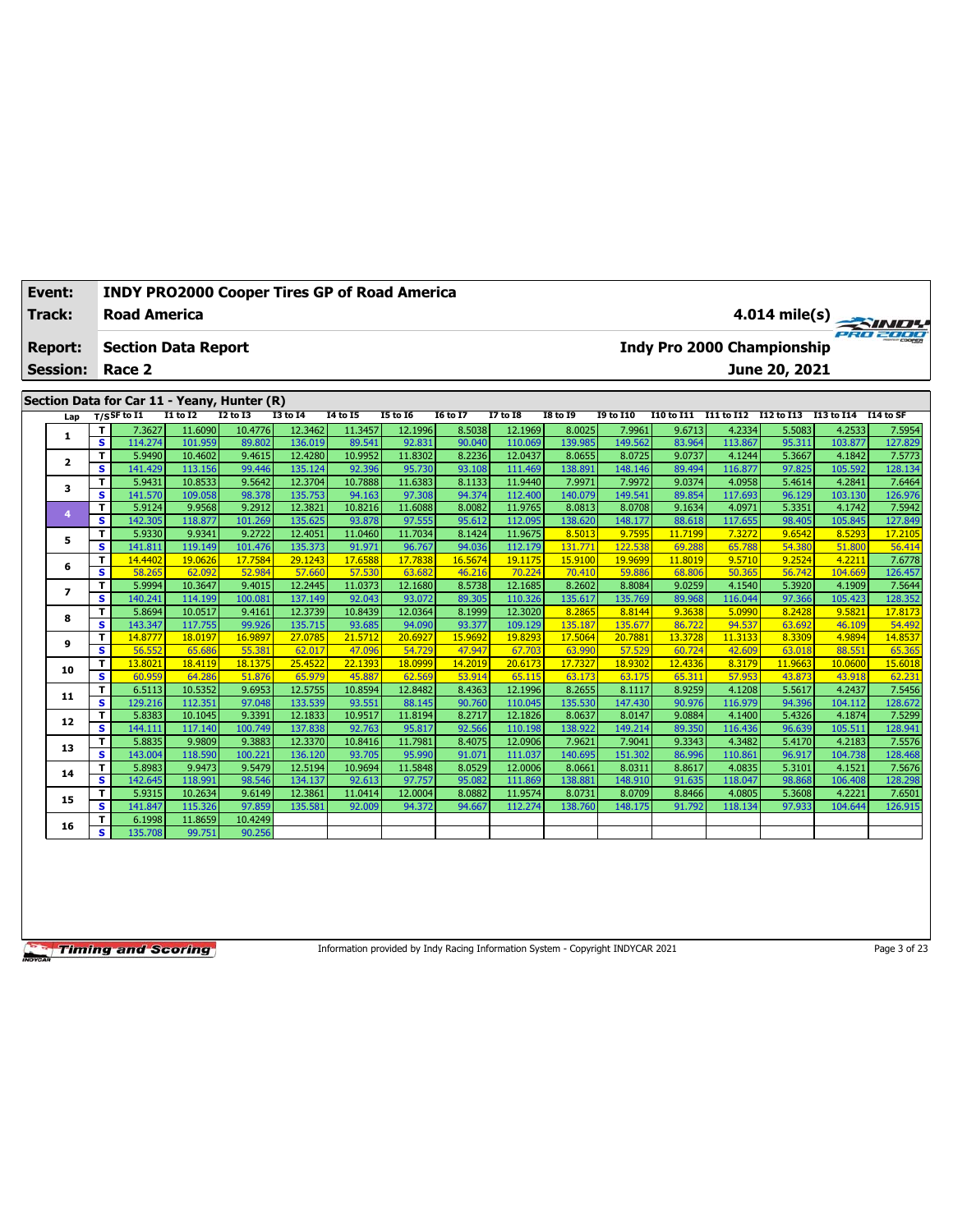| Event: | INDY PRO2000 Cooper Tires GP of Road America | |
|---|---|---|
| Track: | Road America | 4.014 mile(s) |
| Report: | Section Data Report | Indy Pro 2000 Championship |
| Session: | Race 2 | June 20, 2021 |

## Section Data for Car 11 - Yeany, Hunter (R)

| Lap | T/S | SF to I1 | I1 to I2 | I2 to I3 | I3 to I4 | I4 to I5 | I5 to I6 | I6 to I7 | I7 to I8 | I8 to I9 | I9 to I10 | I10 to I11 | I11 to I12 | I12 to I13 | I13 to I14 | I14 to SF |
|---|---|---|---|---|---|---|---|---|---|---|---|---|---|---|---|---|
| 1 | T | 7.3627 | 11.6090 | 10.4776 | 12.3462 | 11.3457 | 12.1996 | 8.5038 | 12.1969 | 8.0025 | 7.9961 | 9.6713 | 4.2334 | 5.5083 | 4.2533 | 7.5954 |
| | S | 114.274 | 101.959 | 89.802 | 136.019 | 89.541 | 92.831 | 90.040 | 110.069 | 139.985 | 149.562 | 83.964 | 113.867 | 95.311 | 103.877 | 127.829 |
| 2 | T | 5.9490 | 10.4602 | 9.4615 | 12.4280 | 10.9952 | 11.8302 | 8.2236 | 12.0437 | 8.0655 | 8.0725 | 9.0737 | 4.1244 | 5.3667 | 4.1842 | 7.5773 |
| | S | 141.429 | 113.156 | 99.446 | 135.124 | 92.396 | 95.730 | 93.108 | 111.469 | 138.891 | 148.146 | 89.494 | 116.877 | 97.825 | 105.592 | 128.134 |
| 3 | T | 5.9431 | 10.8533 | 9.5642 | 12.3704 | 10.7888 | 11.6383 | 8.1133 | 11.9440 | 7.9971 | 7.9972 | 9.0374 | 4.0958 | 5.4614 | 4.2841 | 7.6464 |
| | S | 141.570 | 109.058 | 98.378 | 135.753 | 94.163 | 97.308 | 94.374 | 112.400 | 140.079 | 149.541 | 89.854 | 117.693 | 96.129 | 103.130 | 126.976 |
| 4 | T | 5.9124 | 9.9568 | 9.2912 | 12.3821 | 10.8216 | 11.6088 | 8.0082 | 11.9765 | 8.0813 | 8.0708 | 9.1634 | 4.0971 | 5.3351 | 4.1742 | 7.5942 |
| | S | 142.305 | 118.877 | 101.269 | 135.625 | 93.878 | 97.555 | 95.612 | 112.095 | 138.620 | 148.177 | 88.618 | 117.655 | 98.405 | 105.845 | 127.849 |
| 5 | T | 5.9330 | 9.9341 | 9.2722 | 12.4051 | 11.0460 | 11.7034 | 8.1424 | 11.9675 | 8.5013 | 9.7595 | 11.7199 | 7.3272 | 9.6542 | 8.5293 | 17.2105 |
| | S | 141.811 | 119.149 | 101.476 | 135.373 | 91.971 | 96.767 | 94.036 | 112.179 | 131.771 | 122.538 | 69.288 | 65.788 | 54.380 | 51.800 | 56.414 |
| 6 | T | 14.4402 | 19.0626 | 17.7584 | 29.1243 | 17.6588 | 17.7838 | 16.5674 | 19.1175 | 15.9100 | 19.9699 | 11.8019 | 9.5710 | 9.2524 | 4.2211 | 7.6778 |
| | S | 58.265 | 62.092 | 52.984 | 57.660 | 57.530 | 63.682 | 46.216 | 70.224 | 70.410 | 59.886 | 68.806 | 50.365 | 56.742 | 104.669 | 126.457 |
| 7 | T | 5.9994 | 10.3647 | 9.4015 | 12.2445 | 11.0373 | 12.1680 | 8.5738 | 12.1685 | 8.2602 | 8.8084 | 9.0259 | 4.1540 | 5.3920 | 4.1909 | 7.5644 |
| | S | 140.241 | 114.199 | 100.081 | 137.149 | 92.043 | 93.072 | 89.305 | 110.326 | 135.617 | 135.769 | 89.968 | 116.044 | 97.366 | 105.423 | 128.352 |
| 8 | T | 5.8694 | 10.0517 | 9.4161 | 12.3739 | 10.8439 | 12.0364 | 8.1999 | 12.3020 | 8.2865 | 8.8144 | 9.3638 | 5.0990 | 8.2428 | 9.5821 | 17.8173 |
| | S | 143.347 | 117.755 | 99.926 | 135.715 | 93.685 | 94.090 | 93.377 | 109.129 | 135.187 | 135.677 | 86.722 | 94.537 | 63.692 | 46.109 | 54.492 |
| 9 | T | 14.8777 | 18.0197 | 16.9897 | 27.0785 | 21.5712 | 20.6927 | 15.9692 | 19.8293 | 17.5064 | 20.7881 | 13.3728 | 11.3133 | 8.3309 | 4.9894 | 14.8537 |
| | S | 56.552 | 65.686 | 55.381 | 62.017 | 47.096 | 54.729 | 47.947 | 67.703 | 63.990 | 57.529 | 60.724 | 42.609 | 63.018 | 88.551 | 65.365 |
| 10 | T | 13.8021 | 18.4119 | 18.1375 | 25.4522 | 22.1393 | 18.0999 | 14.2019 | 20.6173 | 17.7327 | 18.9302 | 12.4336 | 8.3179 | 11.9663 | 10.0600 | 15.6018 |
| | S | 60.959 | 64.286 | 51.876 | 65.979 | 45.887 | 62.569 | 53.914 | 65.115 | 63.173 | 63.175 | 65.311 | 57.953 | 43.873 | 43.918 | 62.231 |
| 11 | T | 6.5113 | 10.5352 | 9.6953 | 12.5755 | 10.8594 | 12.8482 | 8.4363 | 12.1996 | 8.2655 | 8.1117 | 8.9259 | 4.1208 | 5.5617 | 4.2437 | 7.5456 |
| | S | 129.216 | 112.351 | 97.048 | 133.539 | 93.551 | 88.145 | 90.760 | 110.045 | 135.530 | 147.430 | 90.976 | 116.979 | 94.396 | 104.112 | 128.672 |
| 12 | T | 5.8383 | 10.1045 | 9.3391 | 12.1833 | 10.9517 | 11.8194 | 8.2717 | 12.1826 | 8.0637 | 8.0147 | 9.0884 | 4.1400 | 5.4326 | 4.1874 | 7.5299 |
| | S | 144.111 | 117.140 | 100.749 | 137.838 | 92.763 | 95.817 | 92.566 | 110.198 | 138.922 | 149.214 | 89.350 | 116.436 | 96.639 | 105.511 | 128.941 |
| 13 | T | 5.8835 | 9.9809 | 9.3883 | 12.3370 | 10.8416 | 11.7981 | 8.4075 | 12.0906 | 7.9621 | 7.9041 | 9.3343 | 4.3482 | 5.4170 | 4.2183 | 7.5576 |
| | S | 143.004 | 118.590 | 100.221 | 136.120 | 93.705 | 95.990 | 91.071 | 111.037 | 140.695 | 151.302 | 86.996 | 110.861 | 96.917 | 104.738 | 128.468 |
| 14 | T | 5.8983 | 9.9473 | 9.5479 | 12.5194 | 10.9694 | 11.5848 | 8.0529 | 12.0006 | 8.0661 | 8.0311 | 8.8617 | 4.0835 | 5.3101 | 4.1521 | 7.5676 |
| | S | 142.645 | 118.991 | 98.546 | 134.137 | 92.613 | 97.757 | 95.082 | 111.869 | 138.881 | 148.910 | 91.635 | 118.047 | 98.868 | 106.408 | 128.298 |
| 15 | T | 5.9315 | 10.2634 | 9.6149 | 12.3861 | 11.0414 | 12.0004 | 8.0882 | 11.9574 | 8.0731 | 8.0709 | 8.8466 | 4.0805 | 5.3608 | 4.2221 | 7.6501 |
| | S | 141.847 | 115.326 | 97.859 | 135.581 | 92.009 | 94.372 | 94.667 | 112.274 | 138.760 | 148.175 | 91.792 | 118.134 | 97.933 | 104.644 | 126.915 |
| 16 | T | 6.1998 | 11.8659 | 10.4249 | | | | | | | | | | | | |
| | S | 135.708 | 99.751 | 90.256 | | | | | | | | | | | | |

Information provided by Indy Racing Information System - Copyright INDYCAR 2021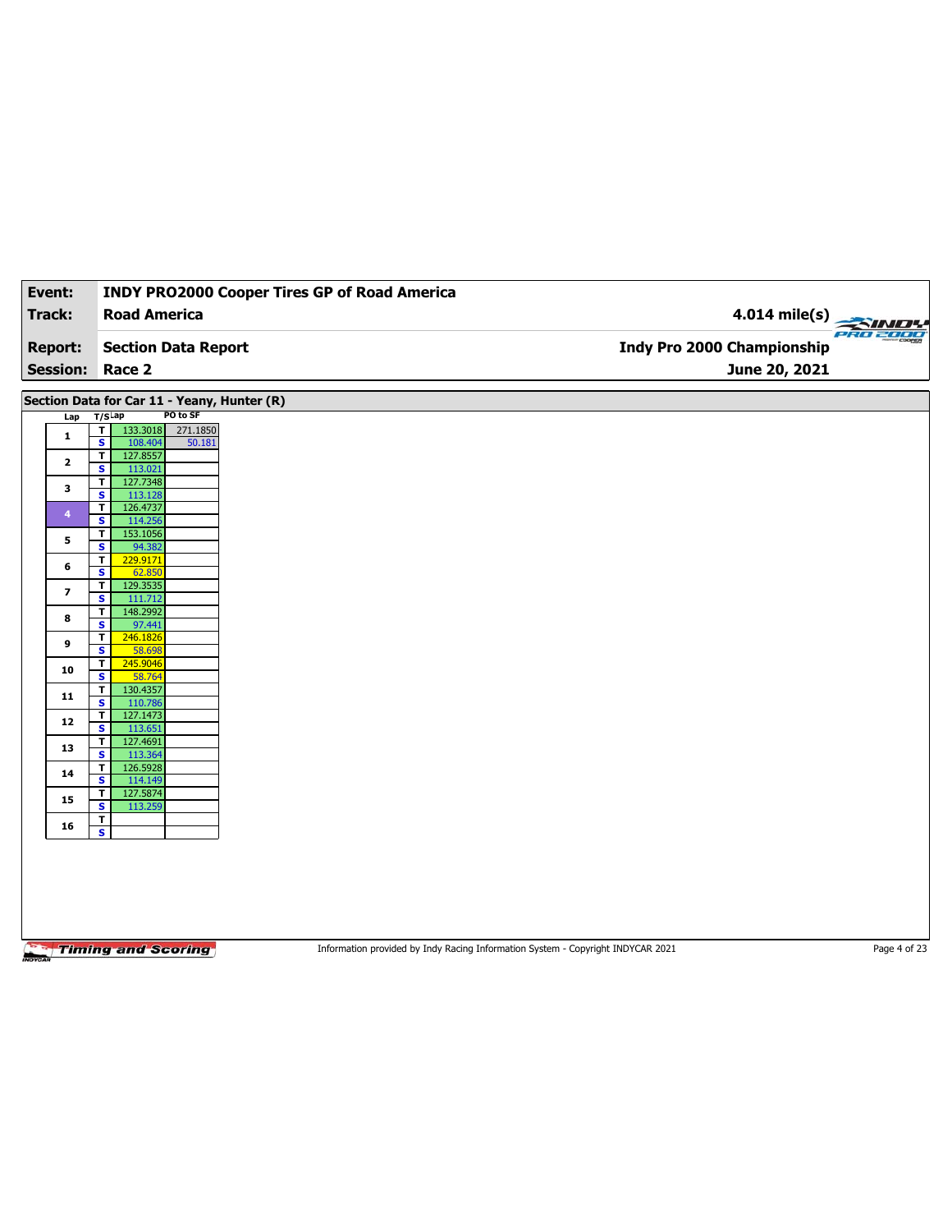| **Event:** | **INDY PRO2000 Cooper Tires GP of Road America** | |
|---|---|---|
| **Track:** | **Road America** | **4.014 mile(s)** |
| **Report:** | **Section Data Report** | **Indy Pro 2000 Championship** |
| **Session:** | **Race 2** | **June 20, 2021** |

## Section Data for Car 11 - Yeany, Hunter (R)

| Lap | T/S | Lap | PO to SF |
|---|---|---|---|
| 1 | T | 133.3018 | 271.1850 |
| | S | 108.404 | 50.181 |
| 2 | T | 127.8557 | |
| | S | 113.021 | |
| 3 | T | 127.7348 | |
| | S | 113.128 | |
| 4 | T | 126.4737 | |
| | S | 114.256 | |
| 5 | T | 153.1056 | |
| | S | 94.382 | |
| 6 | T | 229.9171 | |
| | S | 62.850 | |
| 7 | T | 129.3535 | |
| | S | 111.712 | |
| 8 | T | 148.2992 | |
| | S | 97.441 | |
| 9 | T | 246.1826 | |
| | S | 58.698 | |
| 10 | T | 245.9046 | |
| | S | 58.764 | |
| 11 | T | 130.4357 | |
| | S | 110.786 | |
| 12 | T | 127.1473 | |
| | S | 113.651 | |
| 13 | T | 127.4691 | |
| | S | 113.364 | |
| 14 | T | 126.5928 | |
| | S | 114.149 | |
| 15 | T | 127.5874 | |
| | S | 113.259 | |
| 16 | T | | |
| | S | | |

Information provided by Indy Racing Information System - Copyright INDYCAR 2021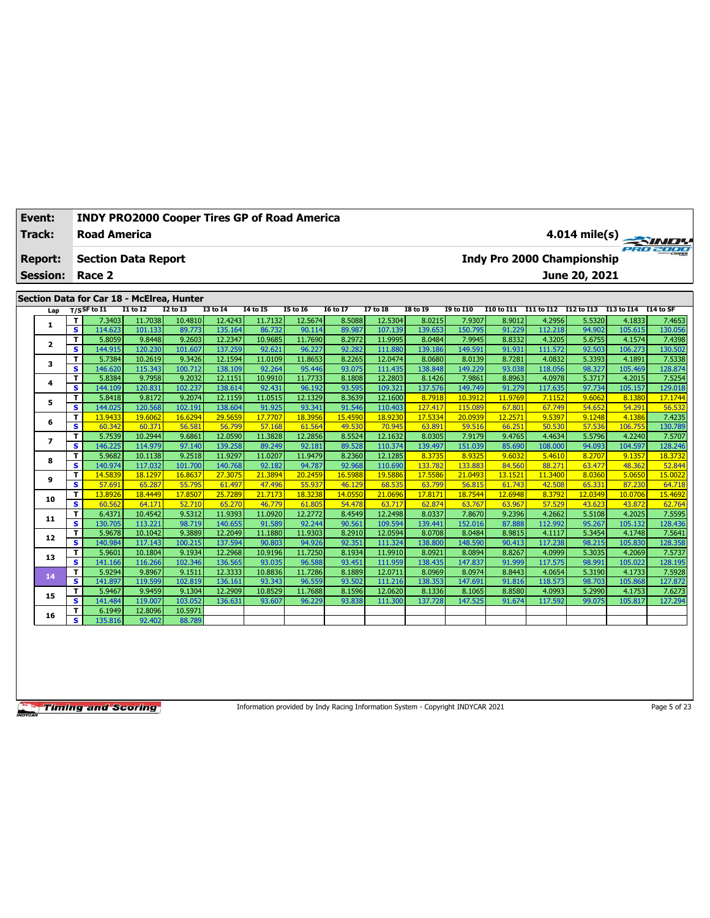| Event: | INDY PRO2000 Cooper Tires GP of Road America | |
|---|---|---|
| Track: | Road America | 4.014 mile(s) |
| Report: | Section Data Report | Indy Pro 2000 Championship |
| Session: | Race 2 | June 20, 2021 |

## Section Data for Car 18 - McElrea, Hunter

| Lap | T/S | SF to I1 | I1 to I2 | I2 to I3 | I3 to I4 | I4 to I5 | I5 to I6 | I6 to I7 | I7 to I8 | I8 to I9 | I9 to I10 | I10 to I11 | I11 to I12 | I12 to I13 | I13 to I14 | I14 to SF |
|---|---|---|---|---|---|---|---|---|---|---|---|---|---|---|---|---|
| 1 | T | 7.3403 | 11.7038 | 10.4810 | 12.4243 | 11.7132 | 12.5674 | 8.5088 | 12.5304 | 8.0215 | 7.9307 | 8.9012 | 4.2956 | 5.5320 | 4.1833 | 7.4653 |
| | S | 114.623 | 101.133 | 89.773 | 135.164 | 86.732 | 90.114 | 89.987 | 107.139 | 139.653 | 150.795 | 91.229 | 112.218 | 94.902 | 105.615 | 130.056 |
| 2 | T | 5.8059 | 9.8448 | 9.2603 | 12.2347 | 10.9685 | 11.7690 | 8.2972 | 11.9995 | 8.0484 | 7.9945 | 8.8332 | 4.3205 | 5.6755 | 4.1574 | 7.4398 |
| | S | 144.915 | 120.230 | 101.607 | 137.259 | 92.621 | 96.227 | 92.282 | 111.880 | 139.186 | 149.591 | 91.931 | 111.572 | 92.503 | 106.273 | 130.502 |
| 3 | T | 5.7384 | 10.2619 | 9.3426 | 12.1594 | 11.0109 | 11.8653 | 8.2265 | 12.0474 | 8.0680 | 8.0139 | 8.7281 | 4.0832 | 5.3393 | 4.1891 | 7.5338 |
| | S | 146.620 | 115.343 | 100.712 | 138.109 | 92.264 | 95.446 | 93.075 | 111.435 | 138.848 | 149.229 | 93.038 | 118.056 | 98.327 | 105.469 | 128.874 |
| 4 | T | 5.8384 | 9.7958 | 9.2032 | 12.1151 | 10.9910 | 11.7733 | 8.1808 | 12.2803 | 8.1426 | 7.9861 | 8.8963 | 4.0978 | 5.3717 | 4.2015 | 7.5254 |
| | S | 144.109 | 120.831 | 102.237 | 138.614 | 92.431 | 96.192 | 93.595 | 109.321 | 137.576 | 149.749 | 91.279 | 117.635 | 97.734 | 105.157 | 129.018 |
| 5 | T | 5.8418 | 9.8172 | 9.2074 | 12.1159 | 11.0515 | 12.1329 | 8.3639 | 12.1600 | 8.7918 | 10.3912 | 11.9769 | 7.1152 | 9.6062 | 8.1380 | 17.1744 |
| | S | 144.025 | 120.568 | 102.191 | 138.604 | 91.925 | 93.341 | 91.546 | 110.403 | 127.417 | 115.089 | 67.801 | 67.749 | 54.652 | 54.291 | 56.532 |
| 6 | T | 13.9433 | 19.6062 | 16.6294 | 29.5659 | 17.7707 | 18.3956 | 15.4590 | 18.9230 | 17.5334 | 20.0939 | 12.2571 | 9.5397 | 9.1248 | 4.1386 | 7.4235 |
| | S | 60.342 | 60.371 | 56.581 | 56.799 | 57.168 | 61.564 | 49.530 | 70.945 | 63.891 | 59.516 | 66.251 | 50.530 | 57.536 | 106.755 | 130.789 |
| 7 | T | 5.7539 | 10.2944 | 9.6861 | 12.0590 | 11.3828 | 12.2856 | 8.5524 | 12.1632 | 8.0305 | 7.9179 | 9.4765 | 4.4634 | 5.5796 | 4.2240 | 7.5707 |
| | S | 146.225 | 114.979 | 97.140 | 139.258 | 89.249 | 92.181 | 89.528 | 110.374 | 139.497 | 151.039 | 85.690 | 108.000 | 94.093 | 104.597 | 128.246 |
| 8 | T | 5.9682 | 10.1138 | 9.2518 | 11.9297 | 11.0207 | 11.9479 | 8.2360 | 12.1285 | 8.3735 | 8.9325 | 9.6032 | 5.4610 | 8.2707 | 9.1357 | 18.3732 |
| | S | 140.974 | 117.032 | 101.700 | 140.768 | 92.182 | 94.787 | 92.968 | 110.690 | 133.782 | 133.883 | 84.560 | 88.271 | 63.477 | 48.362 | 52.844 |
| 9 | T | 14.5839 | 18.1297 | 16.8637 | 27.3075 | 21.3894 | 20.2459 | 16.5988 | 19.5886 | 17.5586 | 21.0493 | 13.1521 | 11.3400 | 8.0360 | 5.0650 | 15.0022 |
| | S | 57.691 | 65.287 | 55.795 | 61.497 | 47.496 | 55.937 | 46.129 | 68.535 | 63.799 | 56.815 | 61.743 | 42.508 | 65.331 | 87.230 | 64.718 |
| 10 | T | 13.8926 | 18.4449 | 17.8507 | 25.7289 | 21.7173 | 18.3238 | 14.0550 | 21.0696 | 17.8171 | 18.7544 | 12.6948 | 8.3792 | 12.0349 | 10.0706 | 15.4692 |
| | S | 60.562 | 64.171 | 52.710 | 65.270 | 46.779 | 61.805 | 54.478 | 63.717 | 62.874 | 63.767 | 63.967 | 57.529 | 43.623 | 43.872 | 62.764 |
| 11 | T | 6.4371 | 10.4542 | 9.5312 | 11.9393 | 11.0920 | 12.2772 | 8.4549 | 12.2498 | 8.0337 | 7.8670 | 9.2396 | 4.2662 | 5.5108 | 4.2025 | 7.5595 |
| | S | 130.705 | 113.221 | 98.719 | 140.655 | 91.589 | 92.244 | 90.561 | 109.594 | 139.441 | 152.016 | 87.888 | 112.992 | 95.267 | 105.132 | 128.436 |
| 12 | T | 5.9678 | 10.1042 | 9.3889 | 12.2049 | 11.1880 | 11.9303 | 8.2910 | 12.0594 | 8.0708 | 8.0484 | 8.9815 | 4.1117 | 5.3454 | 4.1748 | 7.5641 |
| | S | 140.984 | 117.143 | 100.215 | 137.594 | 90.803 | 94.926 | 92.351 | 111.324 | 138.800 | 148.590 | 90.413 | 117.238 | 98.215 | 105.830 | 128.358 |
| 13 | T | 5.9601 | 10.1804 | 9.1934 | 12.2968 | 10.9196 | 11.7250 | 8.1934 | 11.9910 | 8.0921 | 8.0894 | 8.8267 | 4.0999 | 5.3035 | 4.2069 | 7.5737 |
| | S | 141.166 | 116.266 | 102.346 | 136.565 | 93.035 | 96.588 | 93.451 | 111.959 | 138.435 | 147.837 | 91.999 | 117.575 | 98.991 | 105.022 | 128.195 |
| 14 | T | 5.9294 | 9.8967 | 9.1511 | 12.3333 | 10.8836 | 11.7286 | 8.1889 | 12.0711 | 8.0969 | 8.0974 | 8.8443 | 4.0654 | 5.3190 | 4.1733 | 7.5928 |
| | S | 141.897 | 119.599 | 102.819 | 136.161 | 93.343 | 96.559 | 93.502 | 111.216 | 138.353 | 147.691 | 91.816 | 118.573 | 98.703 | 105.868 | 127.872 |
| 15 | T | 5.9467 | 9.9459 | 9.1304 | 12.2909 | 10.8529 | 11.7688 | 8.1596 | 12.0620 | 8.1336 | 8.1065 | 8.8580 | 4.0993 | 5.2990 | 4.1753 | 7.6273 |
| | S | 141.484 | 119.007 | 103.052 | 136.631 | 93.607 | 96.229 | 93.838 | 111.300 | 137.728 | 147.525 | 91.674 | 117.592 | 99.075 | 105.817 | 127.294 |
| 16 | T | 6.1949 | 12.8096 | 10.5971 | | | | | | | | | | | | |
| | S | 135.816 | 92.402 | 88.789 | | | | | | | | | | | | |

Information provided by Indy Racing Information System - Copyright INDYCAR 2021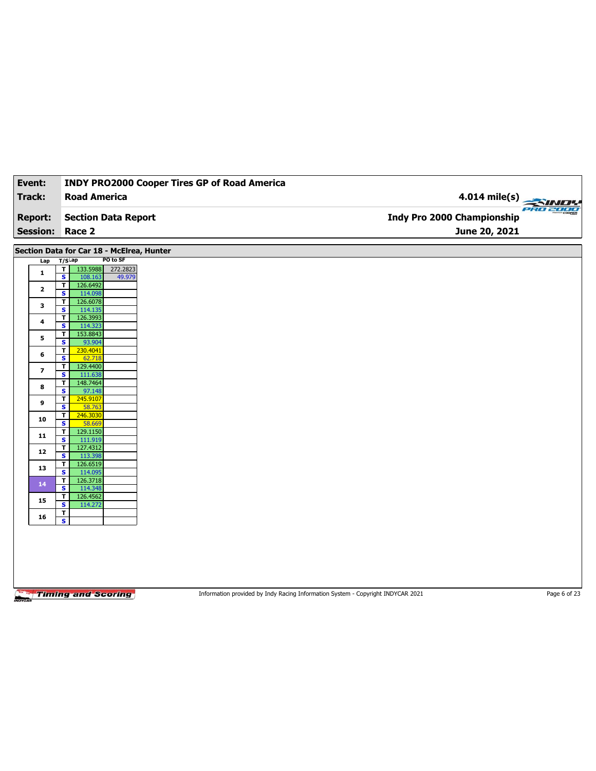| Event: | INDY PRO2000 Cooper Tires GP of Road America | |
|---|---|---|
| Track: | Road America | 4.014 mile(s) |
| Report: | Section Data Report | Indy Pro 2000 Championship |
| Session: | Race 2 | June 20, 2021 |

## Section Data for Car 18 - McElrea, Hunter

| Lap | T/S | Lap | PO to SF |
|---|---|---|---|
| 1 | T | 133.5988 | 272.2823 |
| | S | 108.163 | 49.979 |
| 2 | T | 126.6492 | |
| | S | 114.098 | |
| 3 | T | 126.6078 | |
| | S | 114.135 | |
| 4 | T | 126.3993 | |
| | S | 114.323 | |
| 5 | T | 153.8843 | |
| | S | 93.904 | |
| 6 | T | 230.4041 | |
| | S | 62.718 | |
| 7 | T | 129.4400 | |
| | S | 111.638 | |
| 8 | T | 148.7464 | |
| | S | 97.148 | |
| 9 | T | 245.9107 | |
| | S | 58.763 | |
| 10 | T | 246.3030 | |
| | S | 58.669 | |
| 11 | T | 129.1150 | |
| | S | 111.919 | |
| 12 | T | 127.4312 | |
| | S | 113.398 | |
| 13 | T | 126.6519 | |
| | S | 114.095 | |
| 14 | T | 126.3718 | |
| | S | 114.348 | |
| 15 | T | 126.4562 | |
| | S | 114.272 | |
| 16 | T | | |
| | S | | |

Information provided by Indy Racing Information System - Copyright INDYCAR 2021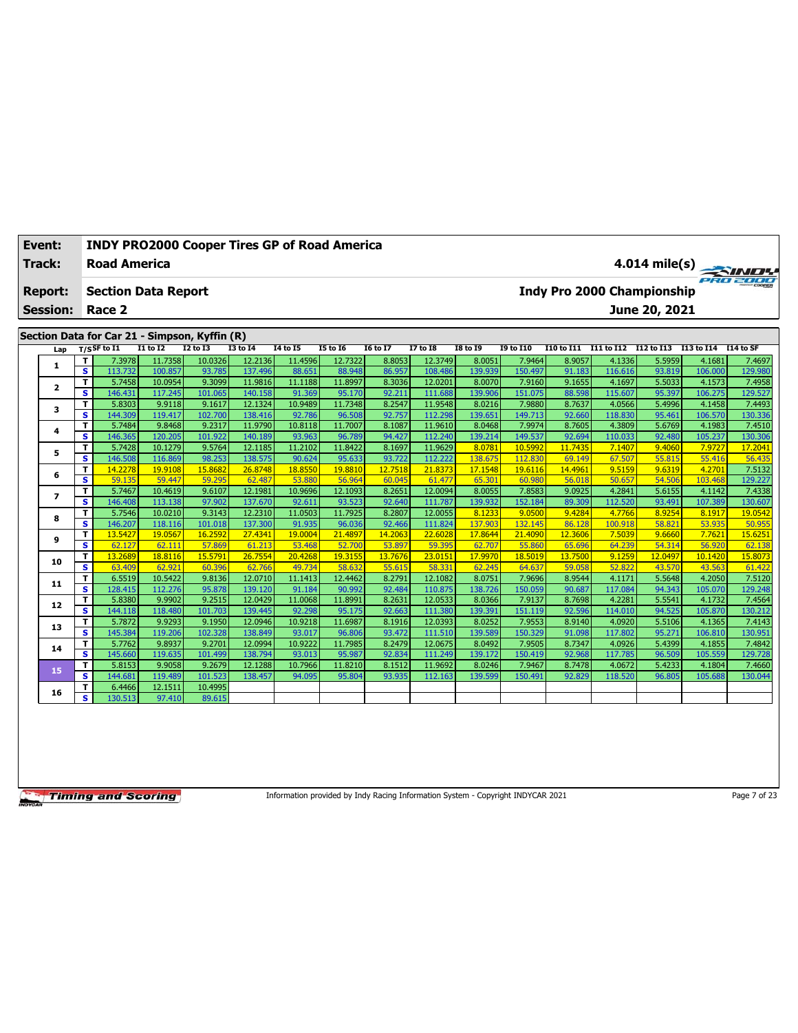| Event: | INDY PRO2000 Cooper Tires GP of Road America | |
|---|---|---|
| Track: | Road America | 4.014 mile(s) |
| Report: | Section Data Report | Indy Pro 2000 Championship |
| Session: | Race 2 | June 20, 2021 |

## Section Data for Car 21 - Simpson, Kyffin (R)

| Lap | T/S | SF to I1 | I1 to I2 | I2 to I3 | I3 to I4 | I4 to I5 | I5 to I6 | I6 to I7 | I7 to I8 | I8 to I9 | I9 to I10 | I10 to I11 | I11 to I12 | I12 to I13 | I13 to I14 | I14 to SF |
|---|---|---|---|---|---|---|---|---|---|---|---|---|---|---|---|---|
| 1 | T | 7.3978 | 11.7358 | 10.0326 | 12.2136 | 11.4596 | 12.7322 | 8.8053 | 12.3749 | 8.0051 | 7.9464 | 8.9057 | 4.1336 | 5.5959 | 4.1681 | 7.4697 |
| | S | 113.732 | 100.857 | 93.785 | 137.496 | 88.651 | 88.948 | 86.957 | 108.486 | 139.939 | 150.497 | 91.183 | 116.616 | 93.819 | 106.000 | 129.980 |
| 2 | T | 5.7458 | 10.0954 | 9.3099 | 11.9816 | 11.1188 | 11.8997 | 8.3036 | 12.0201 | 8.0070 | 7.9160 | 9.1655 | 4.1697 | 5.5033 | 4.1573 | 7.4958 |
| | S | 146.431 | 117.245 | 101.065 | 140.158 | 91.369 | 95.170 | 92.211 | 111.688 | 139.906 | 151.075 | 88.598 | 115.607 | 95.397 | 106.275 | 129.527 |
| 3 | T | 5.8303 | 9.9118 | 9.1617 | 12.1324 | 10.9489 | 11.7348 | 8.2547 | 11.9548 | 8.0216 | 7.9880 | 8.7637 | 4.0566 | 5.4996 | 4.1458 | 7.4493 |
| | S | 144.309 | 119.417 | 102.700 | 138.416 | 92.786 | 96.508 | 92.757 | 112.298 | 139.651 | 149.713 | 92.660 | 118.830 | 95.461 | 106.570 | 130.336 |
| 4 | T | 5.7484 | 9.8468 | 9.2317 | 11.9790 | 10.8118 | 11.7007 | 8.1087 | 11.9610 | 8.0468 | 7.9974 | 8.7605 | 4.3809 | 5.6769 | 4.1983 | 7.4510 |
| | S | 146.365 | 120.205 | 101.922 | 140.189 | 93.963 | 96.789 | 94.427 | 112.240 | 139.214 | 149.537 | 92.694 | 110.033 | 92.480 | 105.237 | 130.306 |
| 5 | T | 5.7428 | 10.1279 | 9.5764 | 12.1185 | 11.2102 | 11.8422 | 8.1697 | 11.9629 | 8.0781 | 10.5992 | 11.7435 | 7.1407 | 9.4060 | 7.9727 | 17.2041 |
| | S | 146.508 | 116.869 | 98.253 | 138.575 | 90.624 | 95.633 | 93.722 | 112.222 | 138.675 | 112.830 | 69.149 | 67.507 | 55.815 | 55.416 | 56.435 |
| 6 | T | 14.2278 | 19.9108 | 15.8682 | 26.8748 | 18.8550 | 19.8810 | 12.7518 | 21.8373 | 17.1548 | 19.6116 | 14.4961 | 9.5159 | 9.6319 | 4.2701 | 7.5132 |
| | S | 59.135 | 59.447 | 59.295 | 62.487 | 53.880 | 56.964 | 60.045 | 61.477 | 65.301 | 60.980 | 56.018 | 50.657 | 54.506 | 103.468 | 129.227 |
| 7 | T | 5.7467 | 10.4619 | 9.6107 | 12.1981 | 10.9696 | 12.1093 | 8.2651 | 12.0094 | 8.0055 | 7.8583 | 9.0925 | 4.2841 | 5.6155 | 4.1142 | 7.4338 |
| | S | 146.408 | 113.138 | 97.902 | 137.670 | 92.611 | 93.523 | 92.640 | 111.787 | 139.932 | 152.184 | 89.309 | 112.520 | 93.491 | 107.389 | 130.607 |
| 8 | T | 5.7546 | 10.0210 | 9.3143 | 12.2310 | 11.0503 | 11.7925 | 8.2807 | 12.0055 | 8.1233 | 9.0500 | 9.4284 | 4.7766 | 8.9254 | 8.1917 | 19.0542 |
| | S | 146.207 | 118.116 | 101.018 | 137.300 | 91.935 | 96.036 | 92.466 | 111.824 | 137.903 | 132.145 | 86.128 | 100.918 | 58.821 | 53.935 | 50.955 |
| 9 | T | 13.5427 | 19.0567 | 16.2592 | 27.4341 | 19.0004 | 21.4897 | 14.2063 | 22.6028 | 17.8644 | 21.4090 | 12.3606 | 7.5039 | 9.6660 | 7.7621 | 15.6251 |
| | S | 62.127 | 62.111 | 57.869 | 61.213 | 53.468 | 52.700 | 53.897 | 59.395 | 62.707 | 55.860 | 65.696 | 64.239 | 54.314 | 56.920 | 62.138 |
| 10 | T | 13.2689 | 18.8116 | 15.5791 | 26.7554 | 20.4268 | 19.3155 | 13.7676 | 23.0151 | 17.9970 | 18.5019 | 13.7500 | 9.1259 | 12.0497 | 10.1420 | 15.8073 |
| | S | 63.409 | 62.921 | 60.396 | 62.766 | 49.734 | 58.632 | 55.615 | 58.331 | 62.245 | 64.637 | 59.058 | 52.822 | 43.570 | 43.563 | 61.422 |
| 11 | T | 6.5519 | 10.5422 | 9.8136 | 12.0710 | 11.1413 | 12.4462 | 8.2791 | 12.1082 | 8.0751 | 7.9696 | 8.9544 | 4.1171 | 5.5648 | 4.2050 | 7.5120 |
| | S | 128.415 | 112.276 | 95.878 | 139.120 | 91.184 | 90.992 | 92.484 | 110.875 | 138.726 | 150.059 | 90.687 | 117.084 | 94.343 | 105.070 | 129.248 |
| 12 | T | 5.8380 | 9.9902 | 9.2515 | 12.0429 | 11.0068 | 11.8991 | 8.2631 | 12.0533 | 8.0366 | 7.9137 | 8.7698 | 4.2281 | 5.5541 | 4.1732 | 7.4564 |
| | S | 144.118 | 118.480 | 101.703 | 139.445 | 92.298 | 95.175 | 92.663 | 111.380 | 139.391 | 151.119 | 92.596 | 114.010 | 94.525 | 105.870 | 130.212 |
| 13 | T | 5.7872 | 9.9293 | 9.1950 | 12.0946 | 10.9218 | 11.6987 | 8.1916 | 12.0393 | 8.0252 | 7.9553 | 8.9140 | 4.0920 | 5.5106 | 4.1365 | 7.4143 |
| | S | 145.384 | 119.206 | 102.328 | 138.849 | 93.017 | 96.806 | 93.472 | 111.510 | 139.589 | 150.329 | 91.098 | 117.802 | 95.271 | 106.810 | 130.951 |
| 14 | T | 5.7762 | 9.8937 | 9.2701 | 12.0994 | 10.9222 | 11.7985 | 8.2479 | 12.0675 | 8.0492 | 7.9505 | 8.7347 | 4.0926 | 5.4399 | 4.1855 | 7.4842 |
| | S | 145.660 | 119.635 | 101.499 | 138.794 | 93.013 | 95.987 | 92.834 | 111.249 | 139.172 | 150.419 | 92.968 | 117.785 | 96.509 | 105.559 | 129.728 |
| 15 | T | 5.8153 | 9.9058 | 9.2679 | 12.1288 | 10.7966 | 11.8210 | 8.1512 | 11.9692 | 8.0246 | 7.9467 | 8.7478 | 4.0672 | 5.4233 | 4.1804 | 7.4660 |
| | S | 144.681 | 119.489 | 101.523 | 138.457 | 94.095 | 95.804 | 93.935 | 112.163 | 139.599 | 150.491 | 92.829 | 118.520 | 96.805 | 105.688 | 130.044 |
| 16 | T | 6.4466 | 12.1511 | 10.4995 | | | | | | | | | | | | |
| | S | 130.513 | 97.410 | 89.615 | | | | | | | | | | | | |

Information provided by Indy Racing Information System - Copyright INDYCAR 2021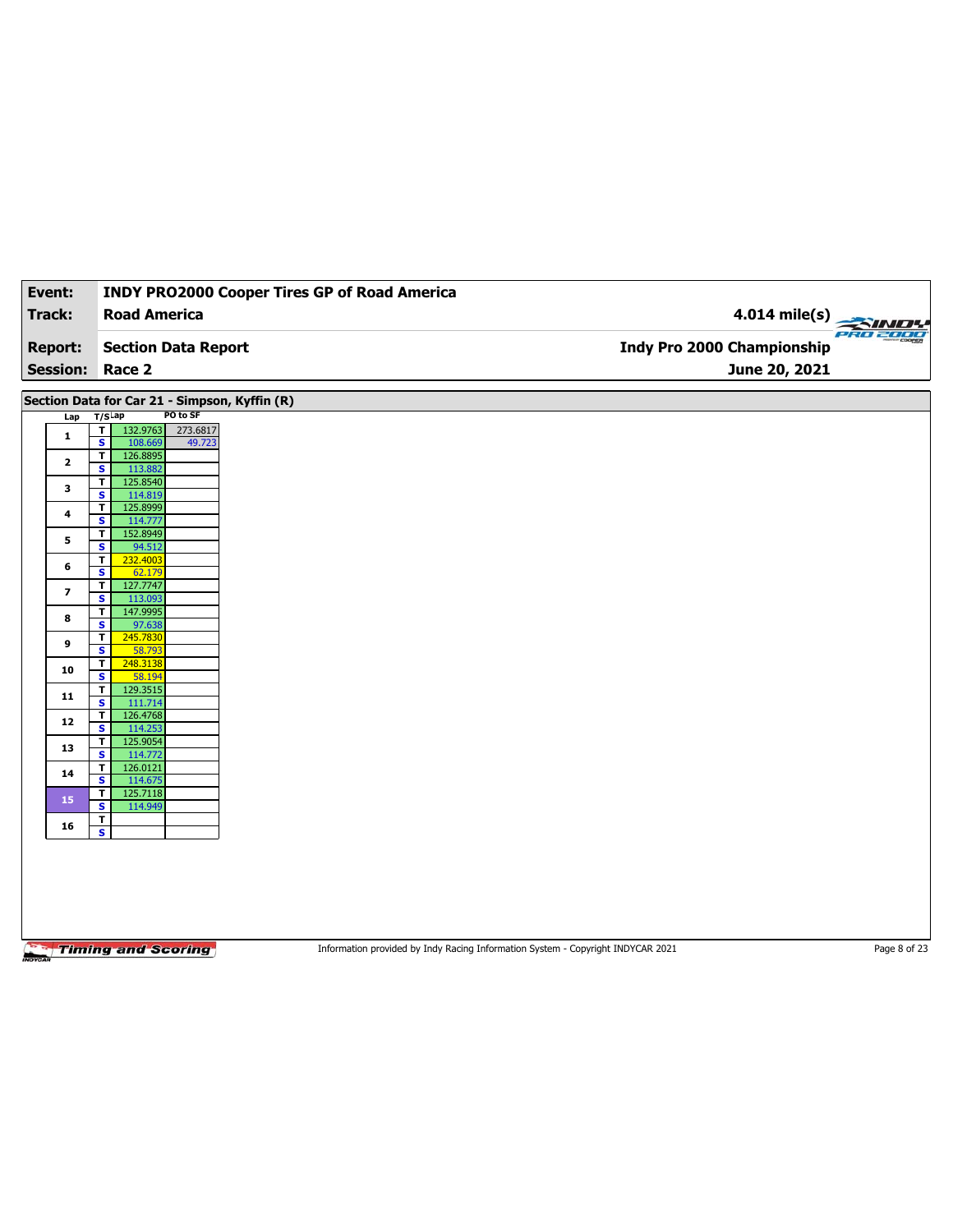| Event: | INDY PRO2000 Cooper Tires GP of Road America | |
|---|---|---|
| Track: | Road America | 4.014 mile(s) |
| Report: | Section Data Report | Indy Pro 2000 Championship |
| Session: | Race 2 | June 20, 2021 |

## Section Data for Car 21 - Simpson, Kyffin (R)

| Lap | T/S | Lap | PO to SF |
|---|---|---|---|
| 1 | T | 132.9763 | 273.6817 |
| | S | 108.669 | 49.723 |
| 2 | T | 126.8895 | |
| | S | 113.882 | |
| 3 | T | 125.8540 | |
| | S | 114.819 | |
| 4 | T | 125.8999 | |
| | S | 114.777 | |
| 5 | T | 152.8949 | |
| | S | 94.512 | |
| 6 | T | 232.4003 | |
| | S | 62.179 | |
| 7 | T | 127.7747 | |
| | S | 113.093 | |
| 8 | T | 147.9995 | |
| | S | 97.638 | |
| 9 | T | 245.7830 | |
| | S | 58.793 | |
| 10 | T | 248.3138 | |
| | S | 58.194 | |
| 11 | T | 129.3515 | |
| | S | 111.714 | |
| 12 | T | 126.4768 | |
| | S | 114.253 | |
| 13 | T | 125.9054 | |
| | S | 114.772 | |
| 14 | T | 126.0121 | |
| | S | 114.675 | |
| 15 | T | 125.7118 | |
| | S | 114.949 | |
| 16 | T | | |
| | S | | |

Information provided by Indy Racing Information System - Copyright INDYCAR 2021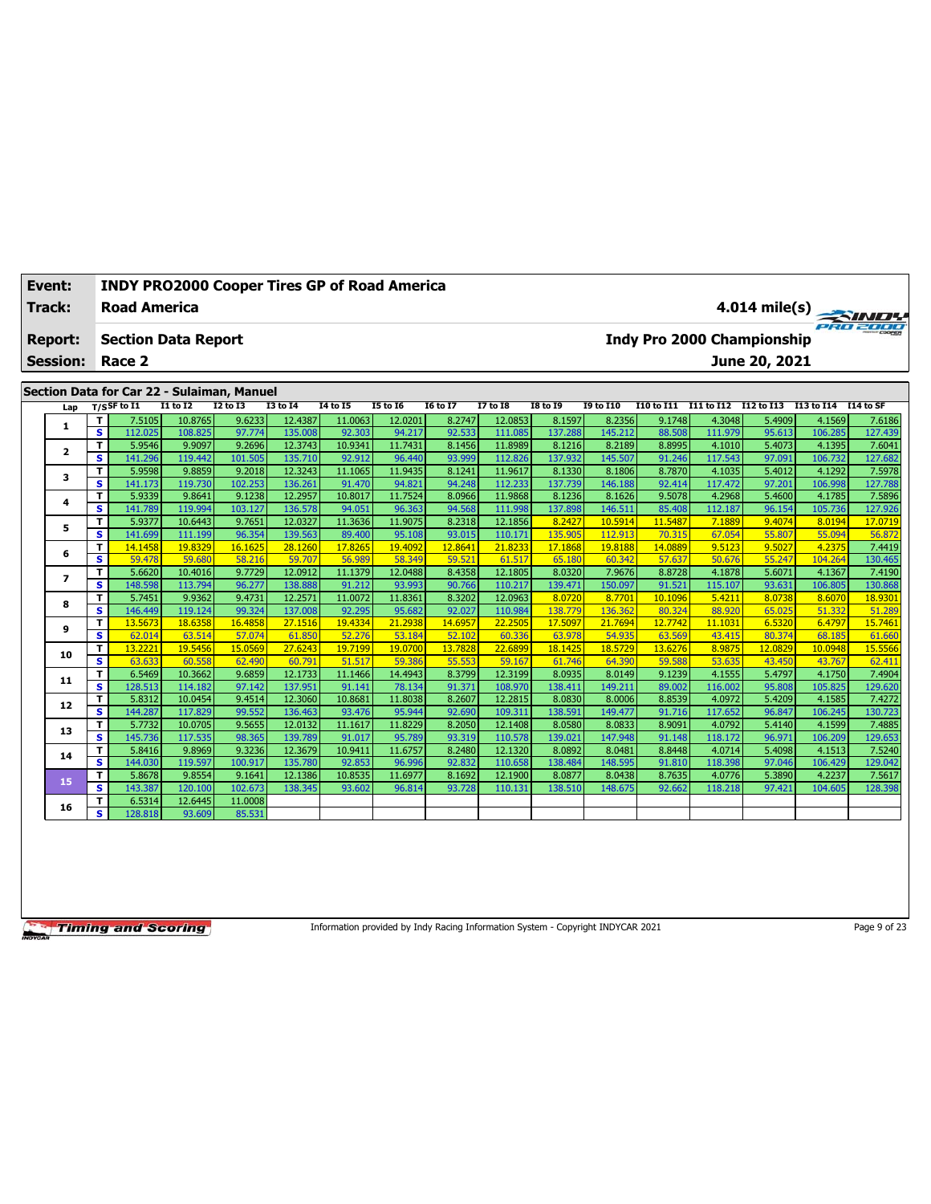| Event: | INDY PRO2000 Cooper Tires GP of Road America | |
|---|---|---|
| Track: | Road America | 4.014 mile(s) |
| Report: | Section Data Report | Indy Pro 2000 Championship |
| Session: | Race 2 | June 20, 2021 |

## Section Data for Car 22 - Sulaiman, Manuel

| Lap | T/S | SF to I1 | I1 to I2 | I2 to I3 | I3 to I4 | I4 to I5 | I5 to I6 | I6 to I7 | I7 to I8 | I8 to I9 | I9 to I10 | I10 to I11 | I11 to I12 | I12 to I13 | I13 to I14 | I14 to SF |
|---|---|---|---|---|---|---|---|---|---|---|---|---|---|---|---|---|
| 1 | T | 7.5105 | 10.8765 | 9.6233 | 12.4387 | 11.0063 | 12.0201 | 8.2747 | 12.0853 | 8.1597 | 8.2356 | 9.1748 | 4.3048 | 5.4909 | 4.1569 | 7.6186 |
| | S | 112.025 | 108.825 | 97.774 | 135.008 | 92.303 | 94.217 | 92.533 | 111.085 | 137.288 | 145.212 | 88.508 | 111.979 | 95.613 | 106.285 | 127.439 |
| 2 | T | 5.9546 | 9.9097 | 9.2696 | 12.3743 | 10.9341 | 11.7431 | 8.1456 | 11.8989 | 8.1216 | 8.2189 | 8.8995 | 4.1010 | 5.4073 | 4.1395 | 7.6041 |
| | S | 141.296 | 119.442 | 101.505 | 135.710 | 92.912 | 96.440 | 93.999 | 112.826 | 137.932 | 145.507 | 91.246 | 117.543 | 97.091 | 106.732 | 127.682 |
| 3 | T | 5.9598 | 9.8859 | 9.2018 | 12.3243 | 11.1065 | 11.9435 | 8.1241 | 11.9617 | 8.1330 | 8.1806 | 8.7870 | 4.1035 | 5.4012 | 4.1292 | 7.5978 |
| | S | 141.173 | 119.730 | 102.253 | 136.261 | 91.470 | 94.821 | 94.248 | 112.233 | 137.739 | 146.188 | 92.414 | 117.472 | 97.201 | 106.998 | 127.788 |
| 4 | T | 5.9339 | 9.8641 | 9.1238 | 12.2957 | 10.8017 | 11.7524 | 8.0966 | 11.9868 | 8.1236 | 8.1626 | 9.5078 | 4.2968 | 5.4600 | 4.1785 | 7.5896 |
| | S | 141.789 | 119.994 | 103.127 | 136.578 | 94.051 | 96.363 | 94.568 | 111.998 | 137.898 | 146.511 | 85.408 | 112.187 | 96.154 | 105.736 | 127.926 |
| 5 | T | 5.9377 | 10.6443 | 9.7651 | 12.0327 | 11.3636 | 11.9075 | 8.2318 | 12.1856 | 8.2427 | 10.5914 | 11.5487 | 7.1889 | 9.4074 | 8.0194 | 17.0719 |
| | S | 141.699 | 111.199 | 96.354 | 139.563 | 89.400 | 95.108 | 93.015 | 110.171 | 135.905 | 112.913 | 70.315 | 67.054 | 55.807 | 55.094 | 56.872 |
| 6 | T | 14.1458 | 19.8329 | 16.1625 | 28.1260 | 17.8265 | 19.4092 | 12.8641 | 21.8233 | 17.1868 | 19.8188 | 14.0889 | 9.5123 | 9.5027 | 4.2375 | 7.4419 |
| | S | 59.478 | 59.680 | 58.216 | 59.707 | 56.989 | 58.349 | 59.521 | 61.517 | 65.180 | 60.342 | 57.637 | 50.676 | 55.247 | 104.264 | 130.465 |
| 7 | T | 5.6620 | 10.4016 | 9.7729 | 12.0912 | 11.1379 | 12.0488 | 8.4358 | 12.1805 | 8.0320 | 7.9676 | 8.8728 | 4.1878 | 5.6071 | 4.1367 | 7.4190 |
| | S | 148.598 | 113.794 | 96.277 | 138.888 | 91.212 | 93.993 | 90.766 | 110.217 | 139.471 | 150.097 | 91.521 | 115.107 | 93.631 | 106.805 | 130.868 |
| 8 | T | 5.7451 | 9.9362 | 9.4731 | 12.2571 | 11.0072 | 11.8361 | 8.3202 | 12.0963 | 8.0720 | 8.7701 | 10.1096 | 5.4211 | 8.0738 | 8.6070 | 18.9301 |
| | S | 146.449 | 119.124 | 99.324 | 137.008 | 92.295 | 95.682 | 92.027 | 110.984 | 138.779 | 136.362 | 80.324 | 88.920 | 65.025 | 51.332 | 51.289 |
| 9 | T | 13.5673 | 18.6358 | 16.4858 | 27.1516 | 19.4334 | 21.2938 | 14.6957 | 22.2505 | 17.5097 | 21.7694 | 12.7742 | 11.1031 | 6.5320 | 6.4797 | 15.7461 |
| | S | 62.014 | 63.514 | 57.074 | 61.850 | 52.276 | 53.184 | 52.102 | 60.336 | 63.978 | 54.935 | 63.569 | 43.415 | 80.374 | 68.185 | 61.660 |
| 10 | T | 13.2221 | 19.5456 | 15.0569 | 27.6243 | 19.7199 | 19.0700 | 13.7828 | 22.6899 | 18.1425 | 18.5729 | 13.6276 | 8.9875 | 12.0829 | 10.0948 | 15.5566 |
| | S | 63.633 | 60.558 | 62.490 | 60.791 | 51.517 | 59.386 | 55.553 | 59.167 | 61.746 | 64.390 | 59.588 | 53.635 | 43.450 | 43.767 | 62.411 |
| 11 | T | 6.5469 | 10.3662 | 9.6859 | 12.1733 | 11.1466 | 14.4943 | 8.3799 | 12.3199 | 8.0935 | 8.0149 | 9.1239 | 4.1555 | 5.4797 | 4.1750 | 7.4904 |
| | S | 128.513 | 114.182 | 97.142 | 137.951 | 91.141 | 78.134 | 91.371 | 108.970 | 138.411 | 149.211 | 89.002 | 116.002 | 95.808 | 105.825 | 129.620 |
| 12 | T | 5.8312 | 10.0454 | 9.4514 | 12.3060 | 10.8681 | 11.8038 | 8.2607 | 12.2815 | 8.0830 | 8.0006 | 8.8539 | 4.0972 | 5.4209 | 4.1585 | 7.4272 |
| | S | 144.287 | 117.829 | 99.552 | 136.463 | 93.476 | 95.944 | 92.690 | 109.311 | 138.591 | 149.477 | 91.716 | 117.652 | 96.847 | 106.245 | 130.723 |
| 13 | T | 5.7732 | 10.0705 | 9.5655 | 12.0132 | 11.1617 | 11.8229 | 8.2050 | 12.1408 | 8.0580 | 8.0833 | 8.9091 | 4.0792 | 5.4140 | 4.1599 | 7.4885 |
| | S | 145.736 | 117.535 | 98.365 | 139.789 | 91.017 | 95.789 | 93.319 | 110.578 | 139.021 | 147.948 | 91.148 | 118.172 | 96.971 | 106.209 | 129.653 |
| 14 | T | 5.8416 | 9.8969 | 9.3236 | 12.3679 | 10.9411 | 11.6757 | 8.2480 | 12.1320 | 8.0892 | 8.0481 | 8.8448 | 4.0714 | 5.4098 | 4.1513 | 7.5240 |
| | S | 144.030 | 119.597 | 100.917 | 135.780 | 92.853 | 96.996 | 92.832 | 110.658 | 138.484 | 148.595 | 91.810 | 118.398 | 97.046 | 106.429 | 129.042 |
| 15 | T | 5.8678 | 9.8554 | 9.1641 | 12.1386 | 10.8535 | 11.6977 | 8.1692 | 12.1900 | 8.0877 | 8.0438 | 8.7635 | 4.0776 | 5.3890 | 4.2237 | 7.5617 |
| | S | 143.387 | 120.100 | 102.673 | 138.345 | 93.602 | 96.814 | 93.728 | 110.131 | 138.510 | 148.675 | 92.662 | 118.218 | 97.421 | 104.605 | 128.398 |
| 16 | T | 6.5314 | 12.6445 | 11.0008 | | | | | | | | | | | | |
| | S | 128.818 | 93.609 | 85.531 | | | | | | | | | | | | |

Information provided by Indy Racing Information System - Copyright INDYCAR 2021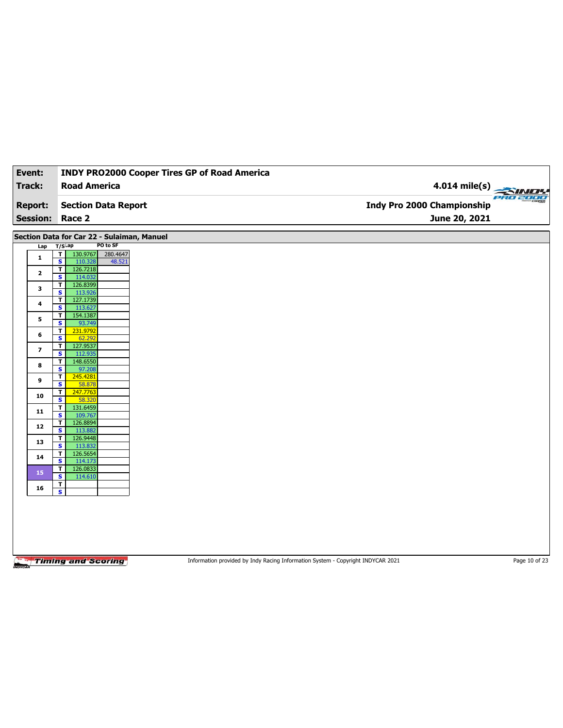| Event: | INDY PRO2000 Cooper Tires GP of Road America | |
|---|---|---|
| Track: | Road America | 4.014 mile(s) |
| Report: | Section Data Report | Indy Pro 2000 Championship |
| Session: | Race 2 | June 20, 2021 |

## Section Data for Car 22 - Sulaiman, Manuel

| Lap | T/S | Lap | PO to SF |
|---|---|---|---|
| 1 | T | 130.9767 | 280.4647 |
| | S | 110.328 | 48.521 |
| 2 | T | 126.7218 | |
| | S | 114.032 | |
| 3 | T | 126.8399 | |
| | S | 113.926 | |
| 4 | T | 127.1739 | |
| | S | 113.627 | |
| 5 | T | 154.1387 | |
| | S | 93.749 | |
| 6 | T | 231.9792 | |
| | S | 62.292 | |
| 7 | T | 127.9537 | |
| | S | 112.935 | |
| 8 | T | 148.6550 | |
| | S | 97.208 | |
| 9 | T | 245.4281 | |
| | S | 58.878 | |
| 10 | T | 247.7763 | |
| | S | 58.320 | |
| 11 | T | 131.6459 | |
| | S | 109.767 | |
| 12 | T | 126.8894 | |
| | S | 113.882 | |
| 13 | T | 126.9448 | |
| | S | 113.832 | |
| 14 | T | 126.5654 | |
| | S | 114.173 | |
| 15 | T | 126.0833 | |
| | S | 114.610 | |
| 16 | T | | |
| | S | | |

Information provided by Indy Racing Information System - Copyright INDYCAR 2021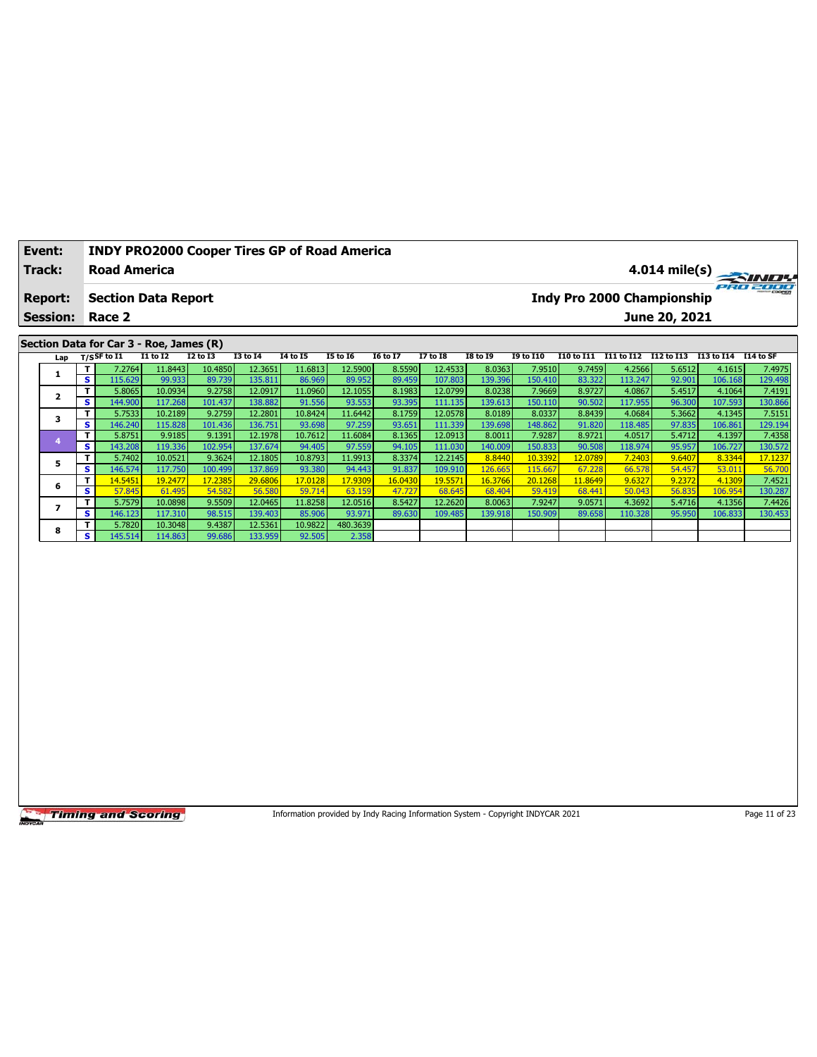| **Event:** | **INDY PRO2000 Cooper Tires GP of Road America** | |
|---|---|---|
| **Track:** | **Road America** | **4.014 mile(s)** |
| **Report:** | **Section Data Report** | **Indy Pro 2000 Championship** |
| **Session:** | **Race 2** | **June 20, 2021** |

## Section Data for Car 3 - Roe, James (R)

| Lap | T/S | SF to I1 | I1 to I2 | I2 to I3 | I3 to I4 | I4 to I5 | I5 to I6 | I6 to I7 | I7 to I8 | I8 to I9 | I9 to I10 | I10 to I11 | I11 to I12 | I12 to I13 | I13 to I14 | I14 to SF |
|---|---|---|---|---|---|---|---|---|---|---|---|---|---|---|---|---|
| 1 | T | 7.2764 | 11.8443 | 10.4850 | 12.3651 | 11.6813 | 12.5900 | 8.5590 | 12.4533 | 8.0363 | 7.9510 | 9.7459 | 4.2566 | 5.6512 | 4.1615 | 7.4975 |
| | S | 115.629 | 99.933 | 89.739 | 135.811 | 86.969 | 89.952 | 89.459 | 107.803 | 139.396 | 150.410 | 83.322 | 113.247 | 92.901 | 106.168 | 129.498 |
| 2 | T | 5.8065 | 10.0934 | 9.2758 | 12.0917 | 11.0960 | 12.1055 | 8.1983 | 12.0799 | 8.0238 | 7.9669 | 8.9727 | 4.0867 | 5.4517 | 4.1064 | 7.4191 |
| | S | 144.900 | 117.268 | 101.437 | 138.882 | 91.556 | 93.553 | 93.395 | 111.135 | 139.613 | 150.110 | 90.502 | 117.955 | 96.300 | 107.593 | 130.866 |
| 3 | T | 5.7533 | 10.2189 | 9.2759 | 12.2801 | 10.8424 | 11.6442 | 8.1759 | 12.0578 | 8.0189 | 8.0337 | 8.8439 | 4.0684 | 5.3662 | 4.1345 | 7.5151 |
| | S | 146.240 | 115.828 | 101.436 | 136.751 | 93.698 | 97.259 | 93.651 | 111.339 | 139.698 | 148.862 | 91.820 | 118.485 | 97.835 | 106.861 | 129.194 |
| 4 | T | 5.8751 | 9.9185 | 9.1391 | 12.1978 | 10.7612 | 11.6084 | 8.1365 | 12.0913 | 8.0011 | 7.9287 | 8.9721 | 4.0517 | 5.4712 | 4.1397 | 7.4358 |
| | S | 143.208 | 119.336 | 102.954 | 137.674 | 94.405 | 97.559 | 94.105 | 111.030 | 140.009 | 150.833 | 90.508 | 118.974 | 95.957 | 106.727 | 130.572 |
| 5 | T | 5.7402 | 10.0521 | 9.3624 | 12.1805 | 10.8793 | 11.9913 | 8.3374 | 12.2145 | 8.8440 | 10.3392 | 12.0789 | 7.2403 | 9.6407 | 8.3344 | 17.1237 |
| | S | 146.574 | 117.750 | 100.499 | 137.869 | 93.380 | 94.443 | 91.837 | 109.910 | 126.665 | 115.667 | 67.228 | 66.578 | 54.457 | 53.011 | 56.700 |
| 6 | T | 14.5451 | 19.2477 | 17.2385 | 29.6806 | 17.0128 | 17.9309 | 16.0430 | 19.5571 | 16.3766 | 20.1268 | 11.8649 | 9.6327 | 9.2372 | 4.1309 | 7.4521 |
| | S | 57.845 | 61.495 | 54.582 | 56.580 | 59.714 | 63.159 | 47.727 | 68.645 | 68.404 | 59.419 | 68.441 | 50.043 | 56.835 | 106.954 | 130.287 |
| 7 | T | 5.7579 | 10.0898 | 9.5509 | 12.0465 | 11.8258 | 12.0516 | 8.5427 | 12.2620 | 8.0063 | 7.9247 | 9.0571 | 4.3692 | 5.4716 | 4.1356 | 7.4426 |
| | S | 146.123 | 117.310 | 98.515 | 139.403 | 85.906 | 93.971 | 89.630 | 109.485 | 139.918 | 150.909 | 89.658 | 110.328 | 95.950 | 106.833 | 130.453 |
| 8 | T | 5.7820 | 10.3048 | 9.4387 | 12.5361 | 10.9822 | 480.3639 | | | | | | | | | |
| | S | 145.514 | 114.863 | 99.686 | 133.959 | 92.505 | 2.358 | | | | | | | | | |

Information provided by Indy Racing Information System - Copyright INDYCAR 2021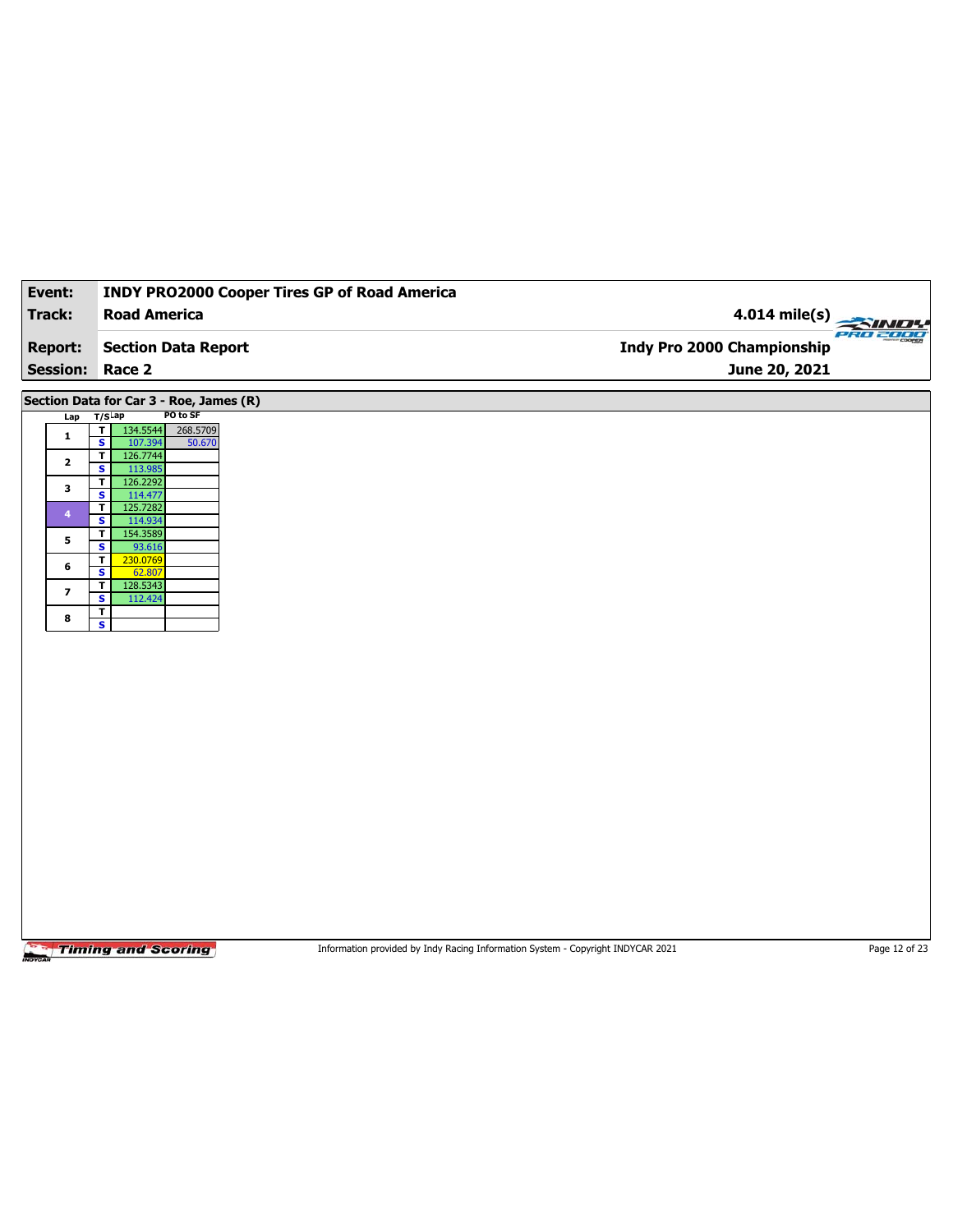| Event: | INDY PRO2000 Cooper Tires GP of Road America | |
|---|---|---|
| Track: | Road America | 4.014 mile(s) |
| Report: | Section Data Report | Indy Pro 2000 Championship |
| Session: | Race 2 | June 20, 2021 |

**Section Data for Car 3 - Roe, James (R)**

| Lap | T/S | Lap | PO to SF |
|---|---|---|---|
| 1 | T | 134.5544 | 268.5709 |
| | S | 107.394 | 50.670 |
| 2 | T | 126.7744 | |
| | S | 113.985 | |
| 3 | T | 126.2292 | |
| | S | 114.477 | |
| 4 | T | 125.7282 | |
| | S | 114.934 | |
| 5 | T | 154.3589 | |
| | S | 93.616 | |
| 6 | T | 230.0769 | |
| | S | 62.807 | |
| 7 | T | 128.5343 | |
| | S | 112.424 | |
| 8 | T | | |
| | S | | |

Information provided by Indy Racing Information System - Copyright INDYCAR 2021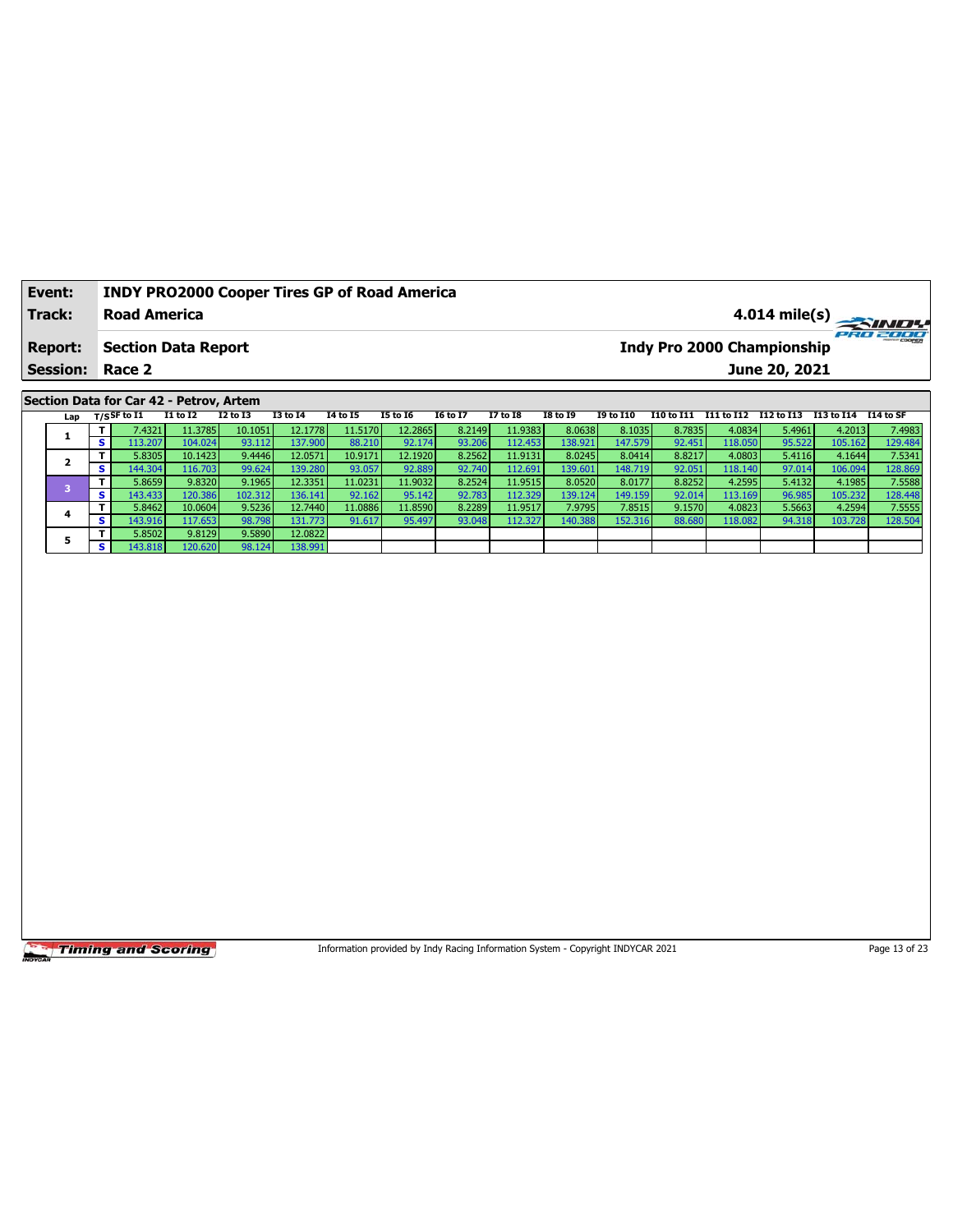| Event: | INDY PRO2000 Cooper Tires GP of Road America | |
|---|---|---|
| Track: | Road America | 4.014 mile(s) |
| Report: | Section Data Report | Indy Pro 2000 Championship |
| Session: | Race 2 | June 20, 2021 |

## Section Data for Car 42 - Petrov, Artem

| Lap | T/S | SF to I1 | I1 to I2 | I2 to I3 | I3 to I4 | I4 to I5 | I5 to I6 | I6 to I7 | I7 to I8 | I8 to I9 | I9 to I10 | I10 to I11 | I11 to I12 | I12 to I13 | I13 to I14 | I14 to SF |
|---|---|---|---|---|---|---|---|---|---|---|---|---|---|---|---|---|
| 1 | T | 7.4321 | 11.3785 | 10.1051 | 12.1778 | 11.5170 | 12.2865 | 8.2149 | 11.9383 | 8.0638 | 8.1035 | 8.7835 | 4.0834 | 5.4961 | 4.2013 | 7.4983 |
| | S | 113.207 | 104.024 | 93.112 | 137.900 | 88.210 | 92.174 | 93.206 | 112.453 | 138.921 | 147.579 | 92.451 | 118.050 | 95.522 | 105.162 | 129.484 |
| 2 | T | 5.8305 | 10.1423 | 9.4446 | 12.0571 | 10.9171 | 12.1920 | 8.2562 | 11.9131 | 8.0245 | 8.0414 | 8.8217 | 4.0803 | 5.4116 | 4.1644 | 7.5341 |
| | S | 144.304 | 116.703 | 99.624 | 139.280 | 93.057 | 92.889 | 92.740 | 112.691 | 139.601 | 148.719 | 92.051 | 118.140 | 97.014 | 106.094 | 128.869 |
| 3 | T | 5.8659 | 9.8320 | 9.1965 | 12.3351 | 11.0231 | 11.9032 | 8.2524 | 11.9515 | 8.0520 | 8.0177 | 8.8252 | 4.2595 | 5.4132 | 4.1985 | 7.5588 |
| | S | 143.433 | 120.386 | 102.312 | 136.141 | 92.162 | 95.142 | 92.783 | 112.329 | 139.124 | 149.159 | 92.014 | 113.169 | 96.985 | 105.232 | 128.448 |
| 4 | T | 5.8462 | 10.0604 | 9.5236 | 12.7440 | 11.0886 | 11.8590 | 8.2289 | 11.9517 | 7.9795 | 7.8515 | 9.1570 | 4.0823 | 5.5663 | 4.2594 | 7.5555 |
| | S | 143.916 | 117.653 | 98.798 | 131.773 | 91.617 | 95.497 | 93.048 | 112.327 | 140.388 | 152.316 | 88.680 | 118.082 | 94.318 | 103.728 | 128.504 |
| 5 | T | 5.8502 | 9.8129 | 9.5890 | 12.0822 | | | | | | | | | | | |
| | S | 143.818 | 120.620 | 98.124 | 138.991 | | | | | | | | | | | |

Information provided by Indy Racing Information System - Copyright INDYCAR 2021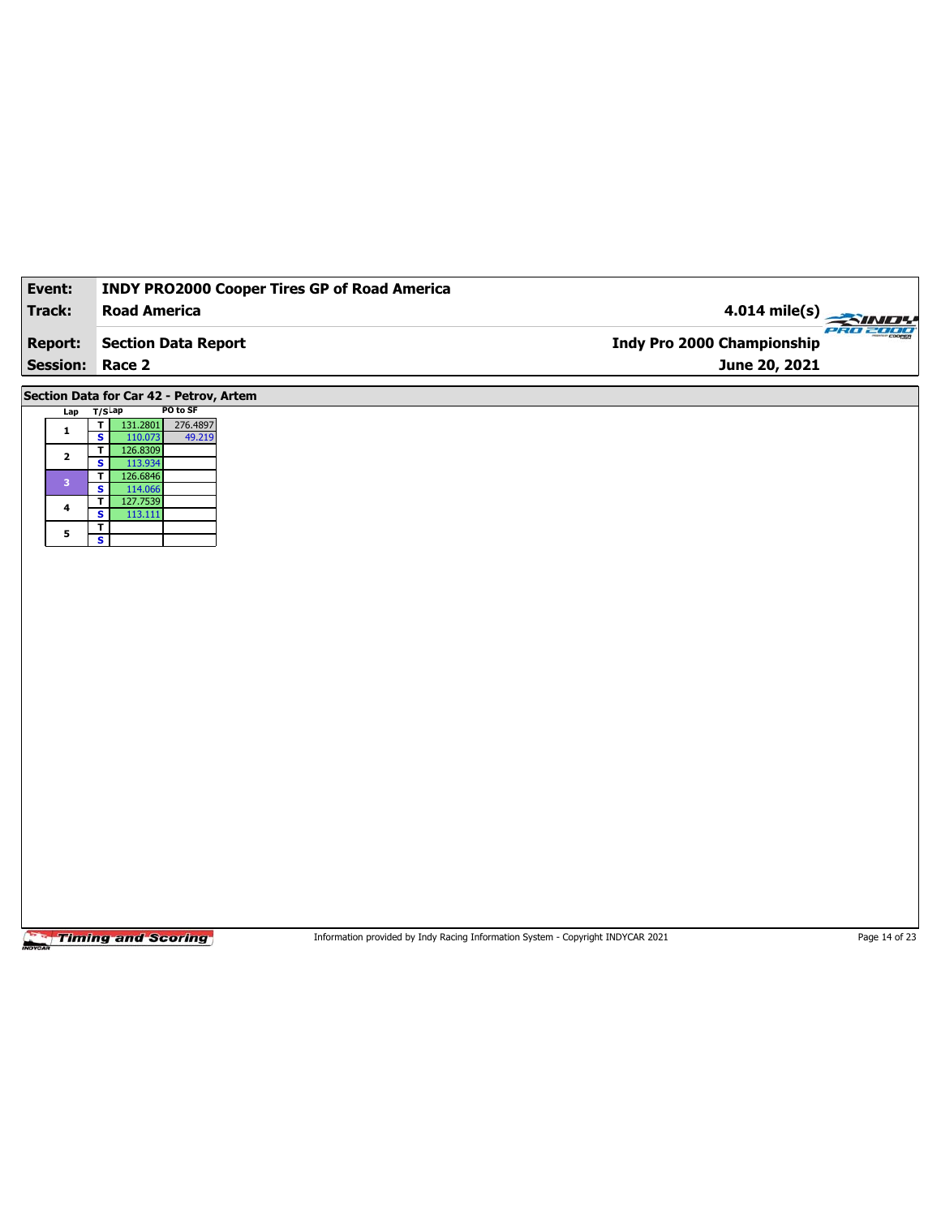| **Event:** | **INDY PRO2000 Cooper Tires GP of Road America** | |
|---|---|---|
| **Track:** | **Road America** | **4.014 mile(s)** |
| **Report:** | **Section Data Report** | **Indy Pro 2000 Championship** |
| **Session:** | **Race 2** | **June 20, 2021** |

## Section Data for Car 42 - Petrov, Artem

| Lap | T/S | Lap | PO to SF |
|---|---|---|---|
| 1 | T | 131.2801 | 276.4897 |
| | S | 110.073 | 49.219 |
| 2 | T | 126.8309 | |
| | S | 113.934 | |
| 3 | T | 126.6846 | |
| | S | 114.066 | |
| 4 | T | 127.7539 | |
| | S | 113.111 | |
| 5 | T | | |
| | S | | |

Information provided by Indy Racing Information System - Copyright INDYCAR 2021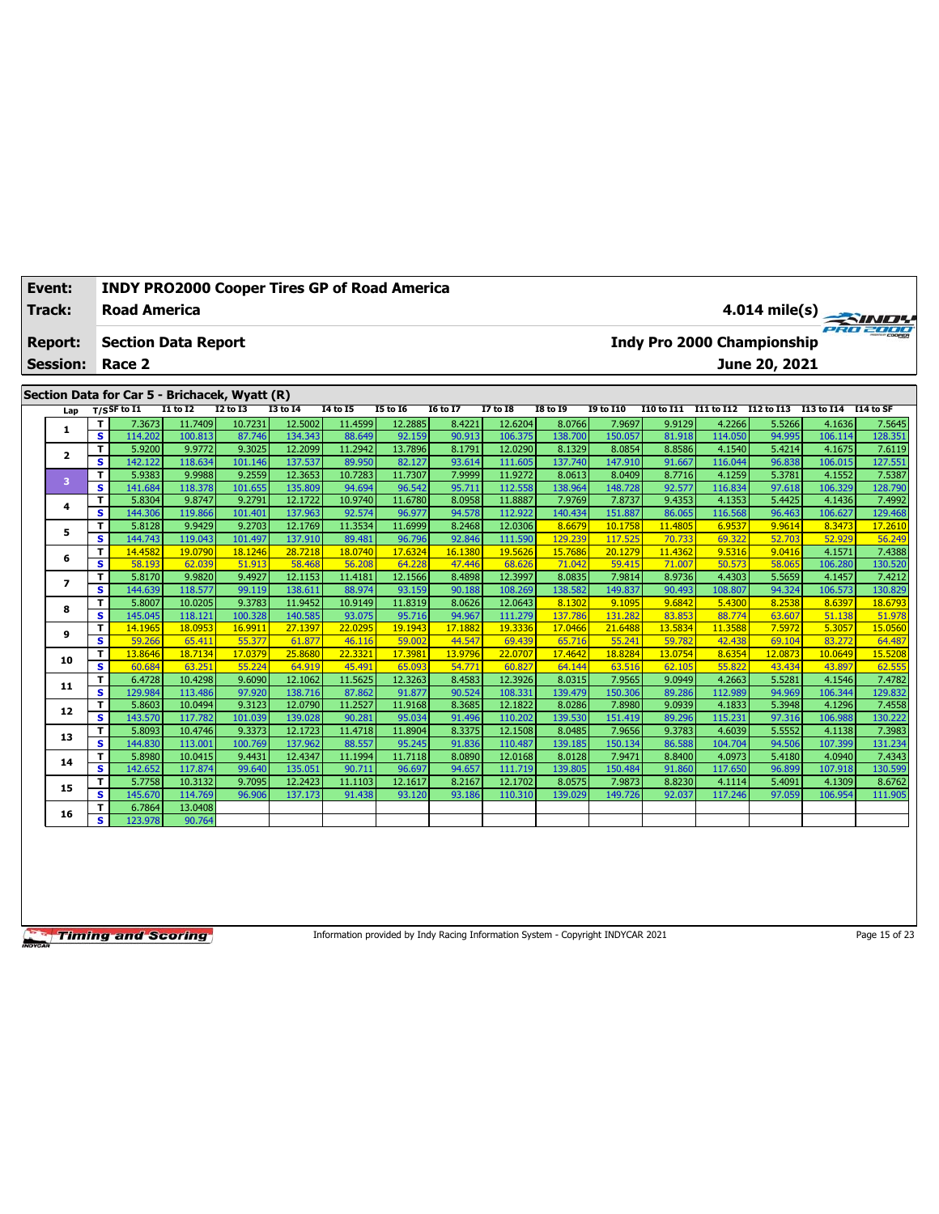| Event: | INDY PRO2000 Cooper Tires GP of Road America | |
|---|---|---|
| Track: | Road America | 4.014 mile(s) |
| Report: | Section Data Report | Indy Pro 2000 Championship |
| Session: | Race 2 | June 20, 2021 |

## Section Data for Car 5 - Brichacek, Wyatt (R)

| Lap | T/S | SF to I1 | I1 to I2 | I2 to I3 | I3 to I4 | I4 to I5 | I5 to I6 | I6 to I7 | I7 to I8 | I8 to I9 | I9 to I10 | I10 to I11 | I11 to I12 | I12 to I13 | I13 to I14 | I14 to SF |
|---|---|---|---|---|---|---|---|---|---|---|---|---|---|---|---|---|
| 1 | T | 7.3673 | 11.7409 | 10.7231 | 12.5002 | 11.4599 | 12.2885 | 8.4221 | 12.6204 | 8.0766 | 7.9697 | 9.9129 | 4.2266 | 5.5266 | 4.1636 | 7.5645 |
| | S | 114.202 | 100.813 | 87.746 | 134.343 | 88.649 | 92.159 | 90.913 | 106.375 | 138.700 | 150.057 | 81.918 | 114.050 | 94.995 | 106.114 | 128.351 |
| 2 | T | 5.9200 | 9.9772 | 9.3025 | 12.2099 | 11.2942 | 13.7896 | 8.1791 | 12.0290 | 8.1329 | 8.0854 | 8.8586 | 4.1540 | 5.4214 | 4.1675 | 7.6119 |
| | S | 142.122 | 118.634 | 101.146 | 137.537 | 89.950 | 82.127 | 93.614 | 111.605 | 137.740 | 147.910 | 91.667 | 116.044 | 96.838 | 106.015 | 127.551 |
| 3 | T | 5.9383 | 9.9988 | 9.2559 | 12.3653 | 10.7283 | 11.7307 | 7.9999 | 11.9272 | 8.0613 | 8.0409 | 8.7716 | 4.1259 | 5.3781 | 4.1552 | 7.5387 |
| | S | 141.684 | 118.378 | 101.655 | 135.809 | 94.694 | 96.542 | 95.711 | 112.558 | 138.964 | 148.728 | 92.577 | 116.834 | 97.618 | 106.329 | 128.790 |
| 4 | T | 5.8304 | 9.8747 | 9.2791 | 12.1722 | 10.9740 | 11.6780 | 8.0958 | 11.8887 | 7.9769 | 7.8737 | 9.4353 | 4.1353 | 5.4425 | 4.1436 | 7.4992 |
| | S | 144.306 | 119.866 | 101.401 | 137.963 | 92.574 | 96.977 | 94.578 | 112.922 | 140.434 | 151.887 | 86.065 | 116.568 | 96.463 | 106.627 | 129.468 |
| 5 | T | 5.8128 | 9.9429 | 9.2703 | 12.1769 | 11.3534 | 11.6999 | 8.2468 | 12.0306 | 8.6679 | 10.1758 | 11.4805 | 6.9537 | 9.9614 | 8.3473 | 17.2610 |
| | S | 144.743 | 119.043 | 101.497 | 137.910 | 89.481 | 96.796 | 92.846 | 111.590 | 129.239 | 117.525 | 70.733 | 69.322 | 52.703 | 52.929 | 56.249 |
| 6 | T | 14.4582 | 19.0790 | 18.1246 | 28.7218 | 18.0740 | 17.6324 | 16.1380 | 19.5626 | 15.7686 | 20.1279 | 11.4362 | 9.5316 | 9.0416 | 4.1571 | 7.4388 |
| | S | 58.193 | 62.039 | 51.913 | 58.468 | 56.208 | 64.228 | 47.446 | 68.626 | 71.042 | 59.415 | 71.007 | 50.573 | 58.065 | 106.280 | 130.520 |
| 7 | T | 5.8170 | 9.9820 | 9.4927 | 12.1153 | 11.4181 | 12.1566 | 8.4898 | 12.3997 | 8.0835 | 7.9814 | 8.9736 | 4.4303 | 5.5659 | 4.1457 | 7.4212 |
| | S | 144.639 | 118.577 | 99.119 | 138.611 | 88.974 | 93.159 | 90.188 | 108.269 | 138.582 | 149.837 | 90.493 | 108.807 | 94.324 | 106.573 | 130.829 |
| 8 | T | 5.8007 | 10.0205 | 9.3783 | 11.9452 | 10.9149 | 11.8319 | 8.0626 | 12.0643 | 8.1302 | 9.1095 | 9.6842 | 5.4300 | 8.2538 | 8.6397 | 18.6793 |
| | S | 145.045 | 118.121 | 100.328 | 140.585 | 93.075 | 95.716 | 94.967 | 111.279 | 137.786 | 131.282 | 83.853 | 88.774 | 63.607 | 51.138 | 51.978 |
| 9 | T | 14.1965 | 18.0953 | 16.9911 | 27.1397 | 22.0295 | 19.1943 | 17.1882 | 19.3336 | 17.0466 | 21.6488 | 13.5834 | 11.3588 | 7.5972 | 5.3057 | 15.0560 |
| | S | 59.266 | 65.411 | 55.377 | 61.877 | 46.116 | 59.002 | 44.547 | 69.439 | 65.716 | 55.241 | 59.782 | 42.438 | 69.104 | 83.272 | 64.487 |
| 10 | T | 13.8646 | 18.7134 | 17.0379 | 25.8680 | 22.3321 | 17.3981 | 13.9796 | 22.0707 | 17.4642 | 18.8284 | 13.0754 | 8.6354 | 12.0873 | 10.0649 | 15.5208 |
| | S | 60.684 | 63.251 | 55.224 | 64.919 | 45.491 | 65.093 | 54.771 | 60.827 | 64.144 | 63.516 | 62.105 | 55.822 | 43.434 | 43.897 | 62.555 |
| 11 | T | 6.4728 | 10.4298 | 9.6090 | 12.1062 | 11.5625 | 12.3263 | 8.4583 | 12.3926 | 8.0315 | 7.9565 | 9.0949 | 4.2663 | 5.5281 | 4.1546 | 7.4782 |
| | S | 129.984 | 113.486 | 97.920 | 138.716 | 87.862 | 91.877 | 90.524 | 108.331 | 139.479 | 150.306 | 89.286 | 112.989 | 94.969 | 106.344 | 129.832 |
| 12 | T | 5.8603 | 10.0494 | 9.3123 | 12.0790 | 11.2527 | 11.9168 | 8.3685 | 12.1822 | 8.0286 | 7.8980 | 9.0939 | 4.1833 | 5.3948 | 4.1296 | 7.4558 |
| | S | 143.570 | 117.782 | 101.039 | 139.028 | 90.281 | 95.034 | 91.496 | 110.202 | 139.530 | 151.419 | 89.296 | 115.231 | 97.316 | 106.988 | 130.222 |
| 13 | T | 5.8093 | 10.4746 | 9.3373 | 12.1723 | 11.4718 | 11.8904 | 8.3375 | 12.1508 | 8.0485 | 7.9656 | 9.3783 | 4.6039 | 5.5552 | 4.1138 | 7.3983 |
| | S | 144.830 | 113.001 | 100.769 | 137.962 | 88.557 | 95.245 | 91.836 | 110.487 | 139.185 | 150.134 | 86.588 | 104.704 | 94.506 | 107.399 | 131.234 |
| 14 | T | 5.8980 | 10.0415 | 9.4431 | 12.4347 | 11.1994 | 11.7118 | 8.0890 | 12.0168 | 8.0128 | 7.9471 | 8.8400 | 4.0973 | 5.4180 | 4.0940 | 7.4343 |
| | S | 142.652 | 117.874 | 99.640 | 135.051 | 90.711 | 96.697 | 94.657 | 111.719 | 139.805 | 150.484 | 91.860 | 117.650 | 96.899 | 107.918 | 130.599 |
| 15 | T | 5.7758 | 10.3132 | 9.7095 | 12.2423 | 11.1103 | 12.1617 | 8.2167 | 12.1702 | 8.0575 | 7.9873 | 8.8230 | 4.1114 | 5.4091 | 4.1309 | 8.6762 |
| | S | 145.670 | 114.769 | 96.906 | 137.173 | 91.438 | 93.120 | 93.186 | 110.310 | 139.029 | 149.726 | 92.037 | 117.246 | 97.059 | 106.954 | 111.905 |
| 16 | T | 6.7864 | 13.0408 | | | | | | | | | | | | | |
| | S | 123.978 | 90.764 | | | | | | | | | | | | | |

Information provided by Indy Racing Information System - Copyright INDYCAR 2021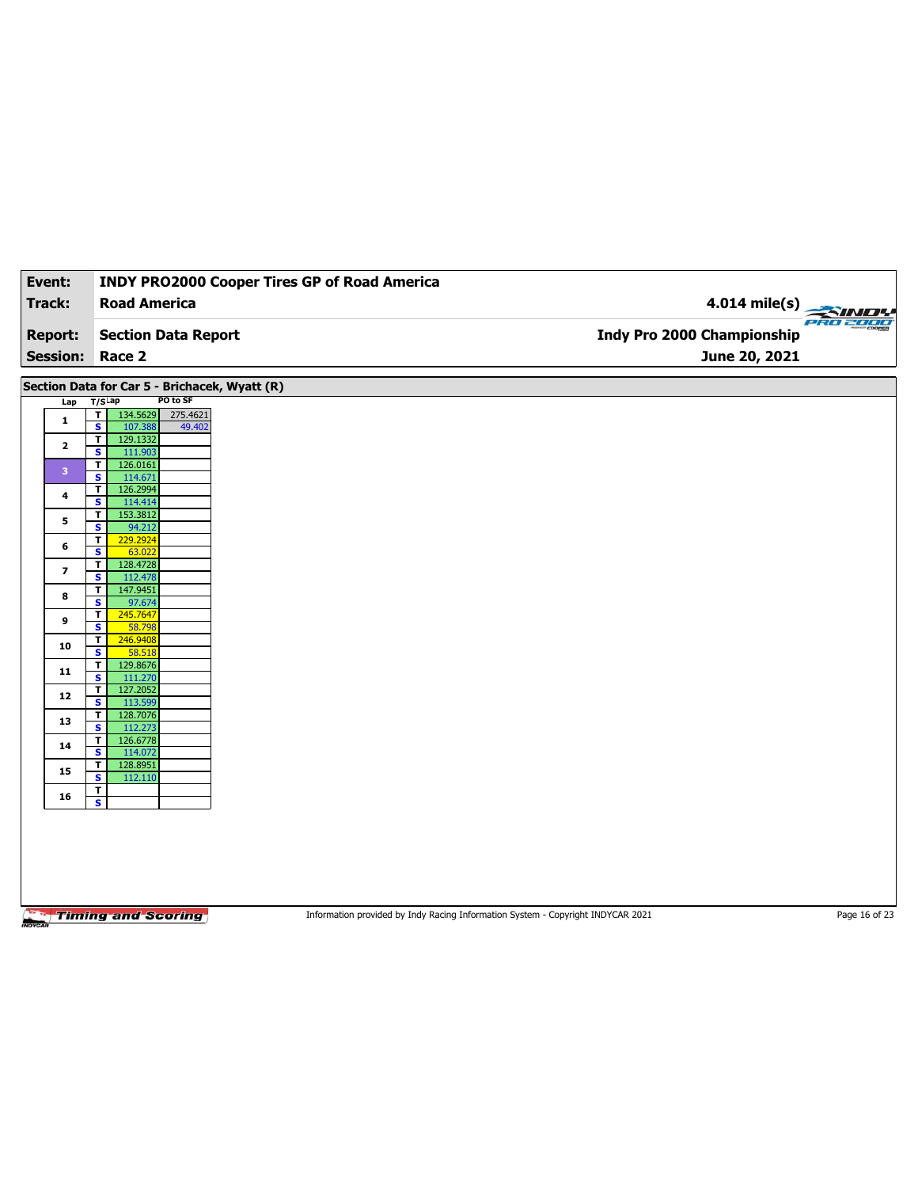| Event: | INDY PRO2000 Cooper Tires GP of Road America | |
|---|---|---|
| Track: | Road America | 4.014 mile(s) |
| Report: | Section Data Report | Indy Pro 2000 Championship |
| Session: | Race 2 | June 20, 2021 |

## Section Data for Car 5 - Brichacek, Wyatt (R)

| Lap | T/S | Lap | PO to SF |
|---|---|---|---|
| 1 | T | 134.5629 | 275.4621 |
| | S | 107.388 | 49.402 |
| 2 | T | 129.1332 | |
| | S | 111.903 | |
| 3 | T | 126.0161 | |
| | S | 114.671 | |
| 4 | T | 126.2994 | |
| | S | 114.414 | |
| 5 | T | 153.3812 | |
| | S | 94.212 | |
| 6 | T | 229.2924 | |
| | S | 63.022 | |
| 7 | T | 128.4728 | |
| | S | 112.478 | |
| 8 | T | 147.9451 | |
| | S | 97.674 | |
| 9 | T | 245.7647 | |
| | S | 58.798 | |
| 10 | T | 246.9408 | |
| | S | 58.518 | |
| 11 | T | 129.8676 | |
| | S | 111.270 | |
| 12 | T | 127.2052 | |
| | S | 113.599 | |
| 13 | T | 128.7076 | |
| | S | 112.273 | |
| 14 | T | 126.6778 | |
| | S | 114.072 | |
| 15 | T | 128.8951 | |
| | S | 112.110 | |
| 16 | T | | |
| | S | | |

Information provided by Indy Racing Information System - Copyright INDYCAR 2021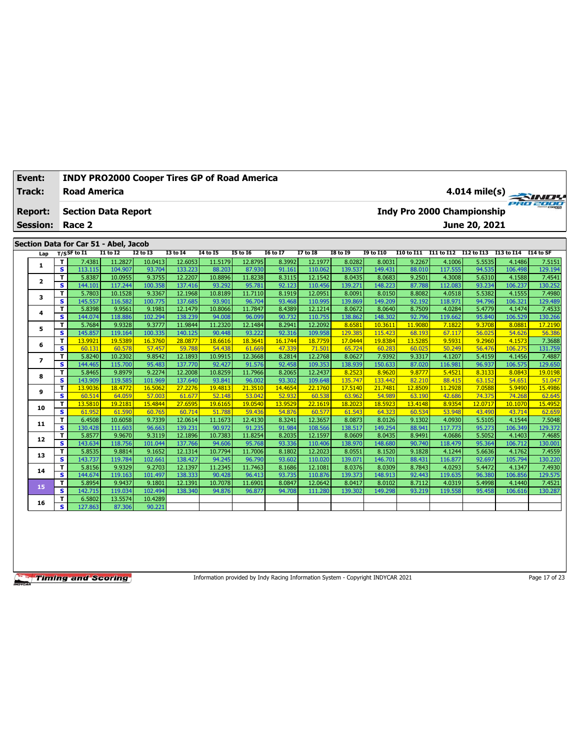| Event: | INDY PRO2000 Cooper Tires GP of Road America |
|---|---|
| Track: | Road America — 4.014 mile(s) |
| Report: | Section Data Report — Indy Pro 2000 Championship |
| Session: | Race 2 — June 20, 2021 |

## Section Data for Car 51 - Abel, Jacob

| Lap | T/S | SF to I1 | I1 to I2 | I2 to I3 | I3 to I4 | I4 to I5 | I5 to I6 | I6 to I7 | I7 to I8 | I8 to I9 | I9 to I10 | I10 to I11 | I11 to I12 | I12 to I13 | I13 to I14 | I14 to SF |
|---|---|---|---|---|---|---|---|---|---|---|---|---|---|---|---|---|
| 1 | T | 7.4381 | 11.2827 | 10.0413 | 12.6053 | 11.5179 | 12.8795 | 8.3992 | 12.1977 | 8.0282 | 8.0031 | 9.2267 | 4.1006 | 5.5535 | 4.1486 | 7.5151 |
| | S | 113.115 | 104.907 | 93.704 | 133.223 | 88.203 | 87.930 | 91.161 | 110.062 | 139.537 | 149.431 | 88.010 | 117.555 | 94.535 | 106.498 | 129.194 |
| 2 | T | 5.8387 | 10.0955 | 9.3755 | 12.2207 | 10.8896 | 11.8238 | 8.3115 | 12.1542 | 8.0435 | 8.0683 | 9.2501 | 4.3008 | 5.6310 | 4.1588 | 7.4541 |
| | S | 144.101 | 117.244 | 100.358 | 137.416 | 93.292 | 95.781 | 92.123 | 110.456 | 139.271 | 148.223 | 87.788 | 112.083 | 93.234 | 106.237 | 130.252 |
| 3 | T | 5.7803 | 10.1528 | 9.3367 | 12.1968 | 10.8189 | 11.7110 | 8.1919 | 12.0951 | 8.0091 | 8.0150 | 8.8082 | 4.0518 | 5.5382 | 4.1555 | 7.4980 |
| | S | 145.557 | 116.582 | 100.775 | 137.685 | 93.901 | 96.704 | 93.468 | 110.995 | 139.869 | 149.209 | 92.192 | 118.971 | 94.796 | 106.321 | 129.489 |
| 4 | T | 5.8398 | 9.9561 | 9.1981 | 12.1479 | 10.8066 | 11.7847 | 8.4389 | 12.1214 | 8.0672 | 8.0640 | 8.7509 | 4.0284 | 5.4779 | 4.1474 | 7.4533 |
| | S | 144.074 | 118.886 | 102.294 | 138.239 | 94.008 | 96.099 | 90.732 | 110.755 | 138.862 | 148.302 | 92.796 | 119.662 | 95.840 | 106.529 | 130.266 |
| 5 | T | 5.7684 | 9.9328 | 9.3777 | 11.9844 | 11.2320 | 12.1484 | 8.2941 | 12.2092 | 8.6581 | 10.3611 | 11.9080 | 7.1822 | 9.3708 | 8.0881 | 17.2190 |
| | S | 145.857 | 119.164 | 100.335 | 140.125 | 90.448 | 93.222 | 92.316 | 109.958 | 129.385 | 115.423 | 68.193 | 67.117 | 56.025 | 54.626 | 56.386 |
| 6 | T | 13.9921 | 19.5389 | 16.3760 | 28.0877 | 18.6616 | 18.3641 | 16.1744 | 18.7759 | 17.0444 | 19.8384 | 13.5285 | 9.5931 | 9.2960 | 4.1573 | 7.3688 |
| | S | 60.131 | 60.578 | 57.457 | 59.788 | 54.438 | 61.669 | 47.339 | 71.501 | 65.724 | 60.283 | 60.025 | 50.249 | 56.476 | 106.275 | 131.759 |
| 7 | T | 5.8240 | 10.2302 | 9.8542 | 12.1893 | 10.9915 | 12.3668 | 8.2814 | 12.2768 | 8.0627 | 7.9392 | 9.3317 | 4.1207 | 5.4159 | 4.1456 | 7.4887 |
| | S | 144.465 | 115.700 | 95.483 | 137.770 | 92.427 | 91.576 | 92.458 | 109.353 | 138.939 | 150.633 | 87.020 | 116.981 | 96.937 | 106.575 | 129.650 |
| 8 | T | 5.8465 | 9.8979 | 9.2274 | 12.2008 | 10.8259 | 11.7966 | 8.2065 | 12.2437 | 8.2523 | 8.9620 | 9.8777 | 5.4521 | 8.3133 | 8.0843 | 19.0198 |
| | S | 143.909 | 119.585 | 101.969 | 137.640 | 93.841 | 96.002 | 93.302 | 109.648 | 135.747 | 133.442 | 82.210 | 88.415 | 63.152 | 54.651 | 51.047 |
| 9 | T | 13.9036 | 18.4772 | 16.5062 | 27.2276 | 19.4813 | 21.3510 | 14.4654 | 22.1760 | 17.5140 | 21.7481 | 12.8509 | 11.2928 | 7.0588 | 5.9490 | 15.4986 |
| | S | 60.514 | 64.059 | 57.003 | 61.677 | 52.148 | 53.042 | 52.932 | 60.538 | 63.962 | 54.989 | 63.190 | 42.686 | 74.375 | 74.268 | 62.645 |
| 10 | T | 13.5810 | 19.2181 | 15.4844 | 27.6595 | 19.6165 | 19.0540 | 13.9529 | 22.1619 | 18.2023 | 18.5923 | 13.4148 | 8.9354 | 12.0717 | 10.1070 | 15.4952 |
| | S | 61.952 | 61.590 | 60.765 | 60.714 | 51.788 | 59.436 | 54.876 | 60.577 | 61.543 | 64.323 | 60.534 | 53.948 | 43.490 | 43.714 | 62.659 |
| 11 | T | 6.4508 | 10.6058 | 9.7339 | 12.0614 | 11.1673 | 12.4130 | 8.3241 | 12.3657 | 8.0873 | 8.0126 | 9.1302 | 4.0930 | 5.5105 | 4.1544 | 7.5048 |
| | S | 130.428 | 111.603 | 96.663 | 139.231 | 90.972 | 91.235 | 91.984 | 108.566 | 138.517 | 149.254 | 88.941 | 117.773 | 95.273 | 106.349 | 129.372 |
| 12 | T | 5.8577 | 9.9670 | 9.3119 | 12.1896 | 10.7383 | 11.8254 | 8.2035 | 12.1597 | 8.0609 | 8.0435 | 8.9491 | 4.0686 | 5.5052 | 4.1403 | 7.4685 |
| | S | 143.634 | 118.756 | 101.044 | 137.766 | 94.606 | 95.768 | 93.336 | 110.406 | 138.970 | 148.680 | 90.740 | 118.479 | 95.364 | 106.712 | 130.001 |
| 13 | T | 5.8535 | 9.8814 | 9.1652 | 12.1314 | 10.7794 | 11.7006 | 8.1802 | 12.2023 | 8.0551 | 8.1520 | 9.1828 | 4.1244 | 5.6636 | 4.1762 | 7.4559 |
| | S | 143.737 | 119.784 | 102.661 | 138.427 | 94.245 | 96.790 | 93.602 | 110.020 | 139.071 | 146.701 | 88.431 | 116.877 | 92.697 | 105.794 | 130.220 |
| 14 | T | 5.8156 | 9.9329 | 9.2703 | 12.1397 | 11.2345 | 11.7463 | 8.1686 | 12.1081 | 8.0376 | 8.0309 | 8.7843 | 4.0293 | 5.4472 | 4.1347 | 7.4930 |
| | S | 144.674 | 119.163 | 101.497 | 138.333 | 90.428 | 96.413 | 93.735 | 110.876 | 139.373 | 148.913 | 92.443 | 119.635 | 96.380 | 106.856 | 129.575 |
| 15 | T | 5.8954 | 9.9437 | 9.1801 | 12.1391 | 10.7078 | 11.6901 | 8.0847 | 12.0642 | 8.0417 | 8.0102 | 8.7112 | 4.0319 | 5.4998 | 4.1440 | 7.4521 |
| | S | 142.715 | 119.034 | 102.494 | 138.340 | 94.876 | 96.877 | 94.708 | 111.280 | 139.302 | 149.298 | 93.219 | 119.558 | 95.458 | 106.616 | 130.287 |
| 16 | T | 6.5802 | 13.5574 | 10.4289 | | | | | | | | | | | | |
| | S | 127.863 | 87.306 | 90.221 | | | | | | | | | | | | |

Information provided by Indy Racing Information System - Copyright INDYCAR 2021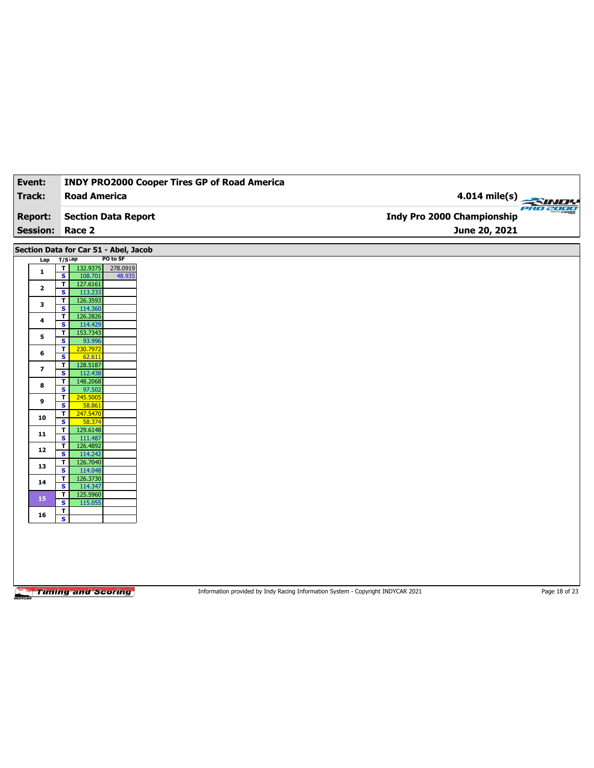| Event: | INDY PRO2000 Cooper Tires GP of Road America | |
|---|---|---|
| Track: | Road America | 4.014 mile(s) |
| Report: | Section Data Report | Indy Pro 2000 Championship |
| Session: | Race 2 | June 20, 2021 |

## Section Data for Car 51 - Abel, Jacob

| Lap | T/S | Lap | PO to SF |
|---|---|---|---|
| 1 | T | 132.9375 | 278.0919 |
| | S | 108.701 | 48.935 |
| 2 | T | 127.6161 | |
| | S | 113.233 | |
| 3 | T | 126.3593 | |
| | S | 114.360 | |
| 4 | T | 126.2826 | |
| | S | 114.429 | |
| 5 | T | 153.7343 | |
| | S | 93.996 | |
| 6 | T | 230.7972 | |
| | S | 62.611 | |
| 7 | T | 128.5187 | |
| | S | 112.438 | |
| 8 | T | 148.2068 | |
| | S | 97.502 | |
| 9 | T | 245.5005 | |
| | S | 58.861 | |
| 10 | T | 247.5470 | |
| | S | 58.374 | |
| 11 | T | 129.6148 | |
| | S | 111.487 | |
| 12 | T | 126.4892 | |
| | S | 114.242 | |
| 13 | T | 126.7040 | |
| | S | 114.048 | |
| 14 | T | 126.3730 | |
| | S | 114.347 | |
| 15 | T | 125.5960 | |
| | S | 115.055 | |
| 16 | T | | |
| | S | | |

Information provided by Indy Racing Information System - Copyright INDYCAR 2021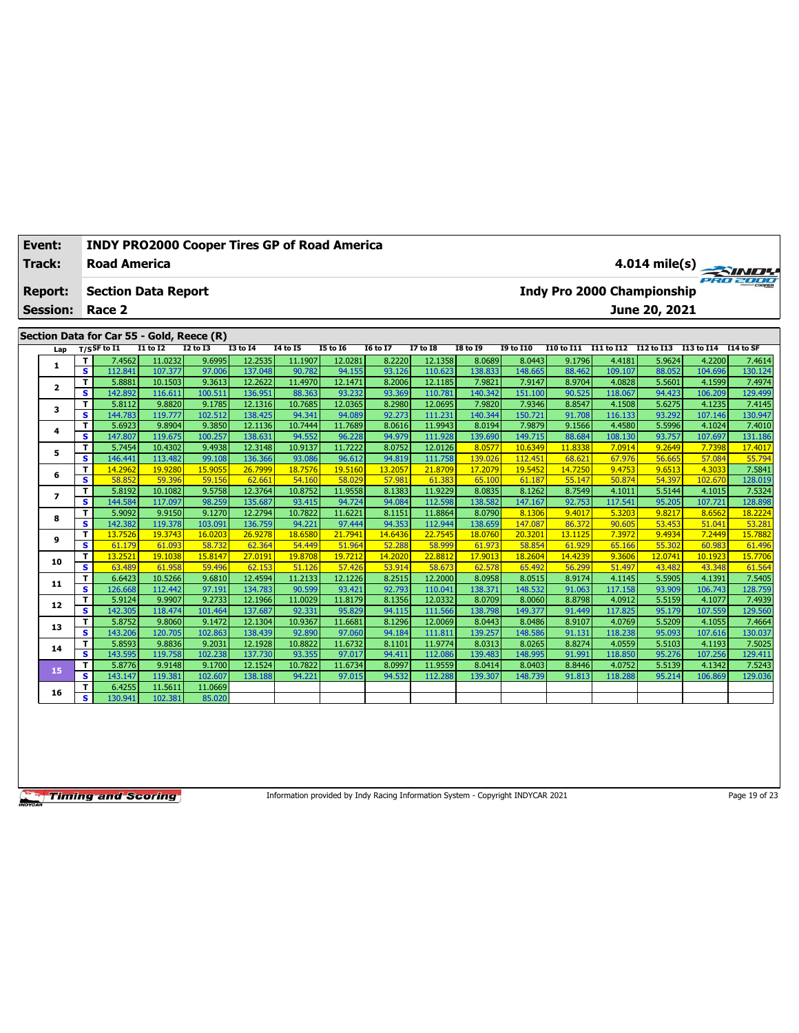| Event: | INDY PRO2000 Cooper Tires GP of Road America |
|---|---|
| Track: | Road America |
| Report: | Section Data Report |
| Session: | Race 2 |

4.014 mile(s)

Indy Pro 2000 Championship

June 20, 2021

## Section Data for Car 55 - Gold, Reece (R)

| Lap | T/S | SF to I1 | I1 to I2 | I2 to I3 | I3 to I4 | I4 to I5 | I5 to I6 | I6 to I7 | I7 to I8 | I8 to I9 | I9 to I10 | I10 to I11 | I11 to I12 | I12 to I13 | I13 to I14 | I14 to SF |
|---|---|---|---|---|---|---|---|---|---|---|---|---|---|---|---|---|
| 1 | T | 7.4562 | 11.0232 | 9.6995 | 12.2535 | 11.1907 | 12.0281 | 8.2220 | 12.1358 | 8.0689 | 8.0443 | 9.1796 | 4.4181 | 5.9624 | 4.2200 | 7.4614 |
| | S | 112.841 | 107.377 | 97.006 | 137.048 | 90.782 | 94.155 | 93.126 | 110.623 | 138.833 | 148.665 | 88.462 | 109.107 | 88.052 | 104.696 | 130.124 |
| 2 | T | 5.8881 | 10.1503 | 9.3613 | 12.2622 | 11.4970 | 12.1471 | 8.2006 | 12.1185 | 7.9821 | 7.9147 | 8.9704 | 4.0828 | 5.5601 | 4.1599 | 7.4974 |
| | S | 142.892 | 116.611 | 100.511 | 136.951 | 88.363 | 93.232 | 93.369 | 110.781 | 140.342 | 151.100 | 90.525 | 118.067 | 94.423 | 106.209 | 129.499 |
| 3 | T | 5.8112 | 9.8820 | 9.1785 | 12.1316 | 10.7685 | 12.0365 | 8.2980 | 12.0695 | 7.9820 | 7.9346 | 8.8547 | 4.1508 | 5.6275 | 4.1235 | 7.4145 |
| | S | 144.783 | 119.777 | 102.512 | 138.425 | 94.341 | 94.089 | 92.273 | 111.231 | 140.344 | 150.721 | 91.708 | 116.133 | 93.292 | 107.146 | 130.947 |
| 4 | T | 5.6923 | 9.8904 | 9.3850 | 12.1136 | 10.7444 | 11.7689 | 8.0616 | 11.9943 | 8.0194 | 7.9879 | 9.1566 | 4.4580 | 5.5996 | 4.1024 | 7.4010 |
| | S | 147.807 | 119.675 | 100.257 | 138.631 | 94.552 | 96.228 | 94.979 | 111.928 | 139.690 | 149.715 | 88.684 | 108.130 | 93.757 | 107.697 | 131.186 |
| 5 | T | 5.7454 | 10.4302 | 9.4938 | 12.3148 | 10.9137 | 11.7222 | 8.0752 | 12.0126 | 8.0577 | 10.6349 | 11.8338 | 7.0914 | 9.2649 | 7.7398 | 17.4017 |
| | S | 146.441 | 113.482 | 99.108 | 136.366 | 93.086 | 96.612 | 94.819 | 111.758 | 139.026 | 112.451 | 68.621 | 67.976 | 56.665 | 57.084 | 55.794 |
| 6 | T | 14.2962 | 19.9280 | 15.9055 | 26.7999 | 18.7576 | 19.5160 | 13.2057 | 21.8709 | 17.2079 | 19.5452 | 14.7250 | 9.4753 | 9.6513 | 4.3033 | 7.5841 |
| | S | 58.852 | 59.396 | 59.156 | 62.661 | 54.160 | 58.029 | 57.981 | 61.383 | 65.100 | 61.187 | 55.147 | 50.874 | 54.397 | 102.670 | 128.019 |
| 7 | T | 5.8192 | 10.1082 | 9.5758 | 12.3764 | 10.8752 | 11.9558 | 8.1383 | 11.9229 | 8.0835 | 8.1262 | 8.7549 | 4.1011 | 5.5144 | 4.1015 | 7.5324 |
| | S | 144.584 | 117.097 | 98.259 | 135.687 | 93.415 | 94.724 | 94.084 | 112.598 | 138.582 | 147.167 | 92.753 | 117.541 | 95.205 | 107.721 | 128.898 |
| 8 | T | 5.9092 | 9.9150 | 9.1270 | 12.2794 | 10.7822 | 11.6221 | 8.1151 | 11.8864 | 8.0790 | 8.1306 | 9.4017 | 5.3203 | 9.8217 | 8.6562 | 18.2224 |
| | S | 142.382 | 119.378 | 103.091 | 136.759 | 94.221 | 97.444 | 94.353 | 112.944 | 138.659 | 147.087 | 86.372 | 90.605 | 53.453 | 51.041 | 53.281 |
| 9 | T | 13.7526 | 19.3743 | 16.0203 | 26.9278 | 18.6580 | 21.7941 | 14.6436 | 22.7545 | 18.0760 | 20.3201 | 13.1125 | 7.3972 | 9.4934 | 7.2449 | 15.7882 |
| | S | 61.179 | 61.093 | 58.732 | 62.364 | 54.449 | 51.964 | 52.288 | 58.999 | 61.973 | 58.854 | 61.929 | 65.166 | 55.302 | 60.983 | 61.496 |
| 10 | T | 13.2521 | 19.1038 | 15.8147 | 27.0191 | 19.8708 | 19.7212 | 14.2020 | 22.8812 | 17.9013 | 18.2604 | 14.4239 | 9.3606 | 12.0741 | 10.1923 | 15.7706 |
| | S | 63.489 | 61.958 | 59.496 | 62.153 | 51.126 | 57.426 | 53.914 | 58.673 | 62.578 | 65.492 | 56.299 | 51.497 | 43.482 | 43.348 | 61.564 |
| 11 | T | 6.6423 | 10.5266 | 9.6810 | 12.4594 | 11.2133 | 12.1226 | 8.2515 | 12.2000 | 8.0958 | 8.0515 | 8.9174 | 4.1145 | 5.5905 | 4.1391 | 7.5405 |
| | S | 126.668 | 112.442 | 97.191 | 134.783 | 90.599 | 93.421 | 92.793 | 110.041 | 138.371 | 148.532 | 91.063 | 117.158 | 93.909 | 106.743 | 128.759 |
| 12 | T | 5.9124 | 9.9907 | 9.2733 | 12.1966 | 11.0029 | 11.8179 | 8.1356 | 12.0332 | 8.0709 | 8.0060 | 8.8798 | 4.0912 | 5.5159 | 4.1077 | 7.4939 |
| | S | 142.305 | 118.474 | 101.464 | 137.687 | 92.331 | 95.829 | 94.115 | 111.566 | 138.798 | 149.377 | 91.449 | 117.825 | 95.179 | 107.559 | 129.560 |
| 13 | T | 5.8752 | 9.8060 | 9.1472 | 12.1304 | 10.9367 | 11.6681 | 8.1296 | 12.0069 | 8.0443 | 8.0486 | 8.9107 | 4.0769 | 5.5209 | 4.1055 | 7.4664 |
| | S | 143.206 | 120.705 | 102.863 | 138.439 | 92.890 | 97.060 | 94.184 | 111.811 | 139.257 | 148.586 | 91.131 | 118.238 | 95.093 | 107.616 | 130.037 |
| 14 | T | 5.8593 | 9.8836 | 9.2031 | 12.1928 | 10.8822 | 11.6732 | 8.1101 | 11.9774 | 8.0313 | 8.0265 | 8.8274 | 4.0559 | 5.5103 | 4.1193 | 7.5025 |
| | S | 143.595 | 119.758 | 102.238 | 137.730 | 93.355 | 97.017 | 94.411 | 112.086 | 139.483 | 148.995 | 91.991 | 118.850 | 95.276 | 107.256 | 129.411 |
| 15 | T | 5.8776 | 9.9148 | 9.1700 | 12.1524 | 10.7822 | 11.6734 | 8.0997 | 11.9559 | 8.0414 | 8.0403 | 8.8446 | 4.0752 | 5.5139 | 4.1342 | 7.5243 |
| | S | 143.147 | 119.381 | 102.607 | 138.188 | 94.221 | 97.015 | 94.532 | 112.288 | 139.307 | 148.739 | 91.813 | 118.288 | 95.214 | 106.869 | 129.036 |
| 16 | T | 6.4255 | 11.5611 | 11.0669 | | | | | | | | | | | | |
| | S | 130.941 | 102.381 | 85.020 | | | | | | | | | | | | |

Information provided by Indy Racing Information System - Copyright INDYCAR 2021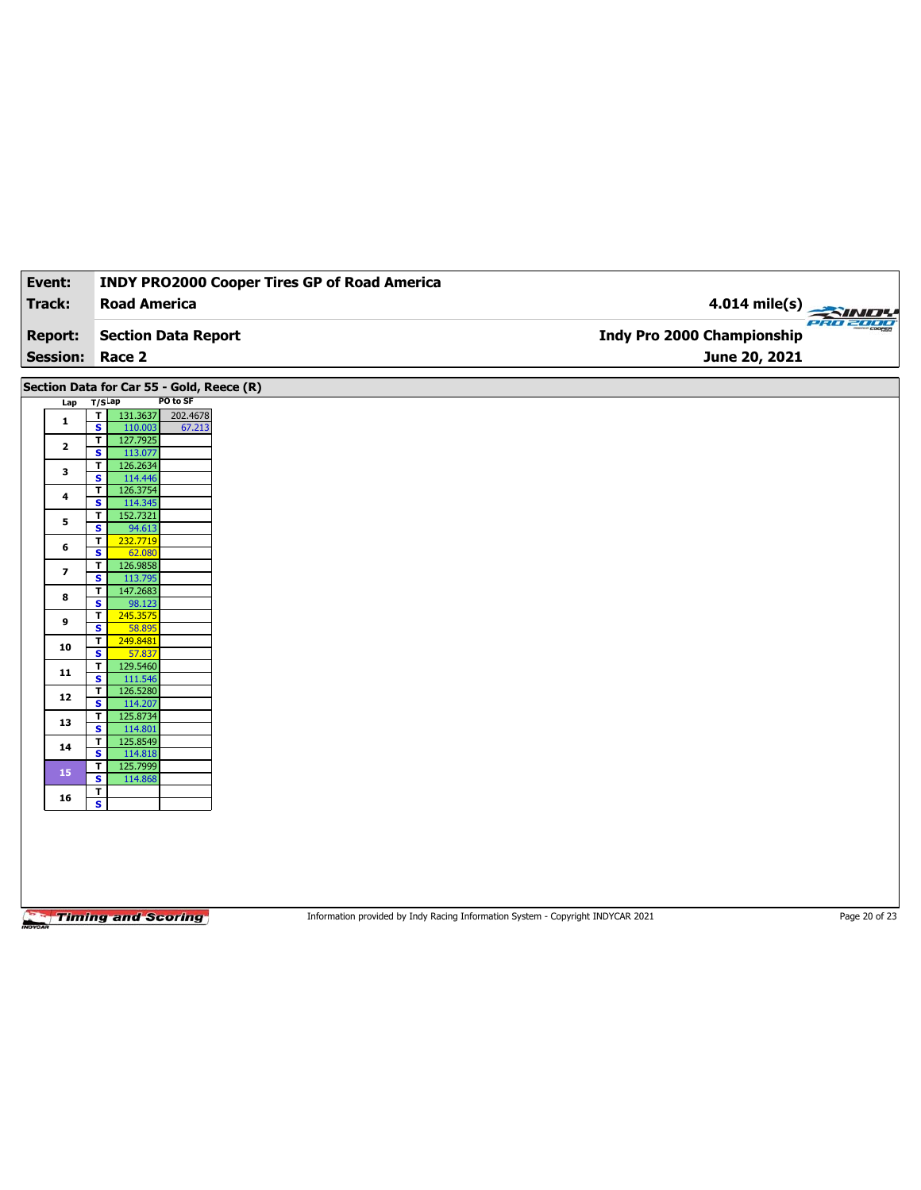| **Event:** | **INDY PRO2000 Cooper Tires GP of Road America** | |
|---|---|---|
| **Track:** | **Road America** | **4.014 mile(s)** |
| **Report:** | **Section Data Report** | **Indy Pro 2000 Championship** |
| **Session:** | **Race 2** | **June 20, 2021** |

## Section Data for Car 55 - Gold, Reece (R)

| Lap | T/S | Lap | PO to SF |
|---|---|---|---|
| 1 | T | 131.3637 | 202.4678 |
| | S | 110.003 | 67.213 |
| 2 | T | 127.7925 | |
| | S | 113.077 | |
| 3 | T | 126.2634 | |
| | S | 114.446 | |
| 4 | T | 126.3754 | |
| | S | 114.345 | |
| 5 | T | 152.7321 | |
| | S | 94.613 | |
| 6 | T | 232.7719 | |
| | S | 62.080 | |
| 7 | T | 126.9858 | |
| | S | 113.795 | |
| 8 | T | 147.2683 | |
| | S | 98.123 | |
| 9 | T | 245.3575 | |
| | S | 58.895 | |
| 10 | T | 249.8481 | |
| | S | 57.837 | |
| 11 | T | 129.5460 | |
| | S | 111.546 | |
| 12 | T | 126.5280 | |
| | S | 114.207 | |
| 13 | T | 125.8734 | |
| | S | 114.801 | |
| 14 | T | 125.8549 | |
| | S | 114.818 | |
| 15 | T | 125.7999 | |
| | S | 114.868 | |
| 16 | T | | |
| | S | | |

Information provided by Indy Racing Information System - Copyright INDYCAR 2021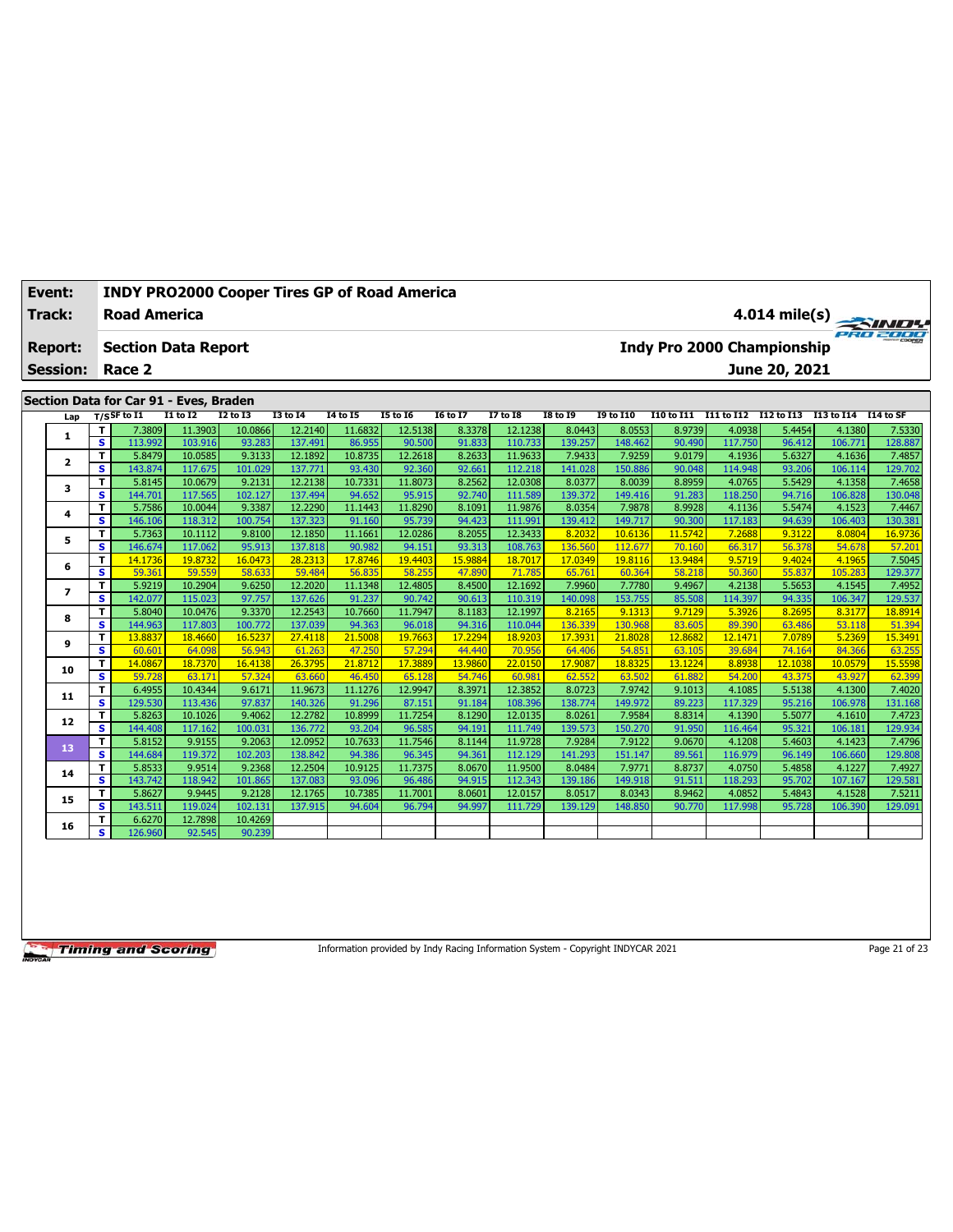| Event: | INDY PRO2000 Cooper Tires GP of Road America | |
|---|---|---|
| Track: | Road America | 4.014 mile(s) |
| Report: | Section Data Report | Indy Pro 2000 Championship |
| Session: | Race 2 | June 20, 2021 |

## Section Data for Car 91 - Eves, Braden

| Lap | T/S | SF to I1 | I1 to I2 | I2 to I3 | I3 to I4 | I4 to I5 | I5 to I6 | I6 to I7 | I7 to I8 | I8 to I9 | I9 to I10 | I10 to I11 | I11 to I12 | I12 to I13 | I13 to I14 | I14 to SF |
|---|---|---|---|---|---|---|---|---|---|---|---|---|---|---|---|---|
| 1 | T | 7.3809 | 11.3903 | 10.0866 | 12.2140 | 11.6832 | 12.5138 | 8.3378 | 12.1238 | 8.0443 | 8.0553 | 8.9739 | 4.0938 | 5.4454 | 4.1380 | 7.5330 |
| | S | 113.992 | 103.916 | 93.283 | 137.491 | 86.955 | 90.500 | 91.833 | 110.733 | 139.257 | 148.462 | 90.490 | 117.750 | 96.412 | 106.771 | 128.887 |
| 2 | T | 5.8479 | 10.0585 | 9.3133 | 12.1892 | 10.8735 | 12.2618 | 8.2633 | 11.9633 | 7.9433 | 7.9259 | 9.0179 | 4.1936 | 5.6327 | 4.1636 | 7.4857 |
| | S | 143.874 | 117.675 | 101.029 | 137.771 | 93.430 | 92.360 | 92.661 | 112.218 | 141.028 | 150.886 | 90.048 | 114.948 | 93.206 | 106.114 | 129.702 |
| 3 | T | 5.8145 | 10.0679 | 9.2131 | 12.2138 | 10.7331 | 11.8073 | 8.2562 | 12.0308 | 8.0377 | 8.0039 | 8.8959 | 4.0765 | 5.5429 | 4.1358 | 7.4658 |
| | S | 144.701 | 117.565 | 102.127 | 137.494 | 94.652 | 95.915 | 92.740 | 111.589 | 139.372 | 149.416 | 91.283 | 118.250 | 94.716 | 106.828 | 130.048 |
| 4 | T | 5.7586 | 10.0044 | 9.3387 | 12.2290 | 11.1443 | 11.8290 | 8.1091 | 11.9876 | 8.0354 | 7.9878 | 8.9928 | 4.1136 | 5.5474 | 4.1523 | 7.4467 |
| | S | 146.106 | 118.312 | 100.754 | 137.323 | 91.160 | 95.739 | 94.423 | 111.991 | 139.412 | 149.717 | 90.300 | 117.183 | 94.639 | 106.403 | 130.381 |
| 5 | T | 5.7363 | 10.1112 | 9.8100 | 12.1850 | 11.1661 | 12.0286 | 8.2055 | 12.3433 | 8.2032 | 10.6136 | 11.5742 | 7.2688 | 9.3122 | 8.0804 | 16.9736 |
| | S | 146.674 | 117.062 | 95.913 | 137.818 | 90.982 | 94.151 | 93.313 | 108.763 | 136.560 | 112.677 | 70.160 | 66.317 | 56.378 | 54.678 | 57.201 |
| 6 | T | 14.1736 | 19.8732 | 16.0473 | 28.2313 | 17.8746 | 19.4403 | 15.9884 | 18.7017 | 17.0349 | 19.8116 | 13.9484 | 9.5719 | 9.4024 | 4.1965 | 7.5045 |
| | S | 59.361 | 59.559 | 58.633 | 59.484 | 56.835 | 58.255 | 47.890 | 71.785 | 65.761 | 60.364 | 58.218 | 50.360 | 55.837 | 105.283 | 129.377 |
| 7 | T | 5.9219 | 10.2904 | 9.6250 | 12.2020 | 11.1348 | 12.4805 | 8.4500 | 12.1692 | 7.9960 | 7.7780 | 9.4967 | 4.2138 | 5.5653 | 4.1545 | 7.4952 |
| | S | 142.077 | 115.023 | 97.757 | 137.626 | 91.237 | 90.742 | 90.613 | 110.319 | 140.098 | 153.755 | 85.508 | 114.397 | 94.335 | 106.347 | 129.537 |
| 8 | T | 5.8040 | 10.0476 | 9.3370 | 12.2543 | 10.7660 | 11.7947 | 8.1183 | 12.1997 | 8.2165 | 9.1313 | 9.7129 | 5.3926 | 8.2695 | 8.3177 | 18.8914 |
| | S | 144.963 | 117.803 | 100.772 | 137.039 | 94.363 | 96.018 | 94.316 | 110.044 | 136.339 | 130.968 | 83.605 | 89.390 | 63.486 | 53.118 | 51.394 |
| 9 | T | 13.8837 | 18.4660 | 16.5237 | 27.4118 | 21.5008 | 19.7663 | 17.2294 | 18.9203 | 17.3931 | 21.8028 | 12.8682 | 12.1471 | 7.0789 | 5.2369 | 15.3491 |
| | S | 60.601 | 64.098 | 56.943 | 61.263 | 47.250 | 57.294 | 44.440 | 70.956 | 64.406 | 54.851 | 63.105 | 39.684 | 74.164 | 84.366 | 63.255 |
| 10 | T | 14.0867 | 18.7370 | 16.4138 | 26.3795 | 21.8712 | 17.3889 | 13.9860 | 22.0150 | 17.9087 | 18.8325 | 13.1224 | 8.8938 | 12.1038 | 10.0579 | 15.5598 |
| | S | 59.728 | 63.171 | 57.324 | 63.660 | 46.450 | 65.128 | 54.746 | 60.981 | 62.552 | 63.502 | 61.882 | 54.200 | 43.375 | 43.927 | 62.399 |
| 11 | T | 6.4955 | 10.4344 | 9.6171 | 11.9673 | 11.1276 | 12.9947 | 8.3971 | 12.3852 | 8.0723 | 7.9742 | 9.1013 | 4.1085 | 5.5138 | 4.1300 | 7.4020 |
| | S | 129.530 | 113.436 | 97.837 | 140.326 | 91.296 | 87.151 | 91.184 | 108.396 | 138.774 | 149.972 | 89.223 | 117.329 | 95.216 | 106.978 | 131.168 |
| 12 | T | 5.8263 | 10.1026 | 9.4062 | 12.2782 | 10.8999 | 11.7254 | 8.1290 | 12.0135 | 8.0261 | 7.9584 | 8.8314 | 4.1390 | 5.5077 | 4.1610 | 7.4723 |
| | S | 144.408 | 117.162 | 100.031 | 136.772 | 93.204 | 96.585 | 94.191 | 111.749 | 139.573 | 150.270 | 91.950 | 116.464 | 95.321 | 106.181 | 129.934 |
| 13 | T | 5.8152 | 9.9155 | 9.2063 | 12.0952 | 10.7633 | 11.7546 | 8.1144 | 11.9728 | 7.9284 | 7.9122 | 9.0670 | 4.1208 | 5.4603 | 4.1423 | 7.4796 |
| | S | 144.684 | 119.372 | 102.203 | 138.842 | 94.386 | 96.345 | 94.361 | 112.129 | 141.293 | 151.147 | 89.561 | 116.979 | 96.149 | 106.660 | 129.808 |
| 14 | T | 5.8533 | 9.9514 | 9.2368 | 12.2504 | 10.9125 | 11.7375 | 8.0670 | 11.9500 | 8.0484 | 7.9771 | 8.8737 | 4.0750 | 5.4858 | 4.1227 | 7.4927 |
| | S | 143.742 | 118.942 | 101.865 | 137.083 | 93.096 | 96.486 | 94.915 | 112.343 | 139.186 | 149.918 | 91.511 | 118.293 | 95.702 | 107.167 | 129.581 |
| 15 | T | 5.8627 | 9.9445 | 9.2128 | 12.1765 | 10.7385 | 11.7001 | 8.0601 | 12.0157 | 8.0517 | 8.0343 | 8.9462 | 4.0852 | 5.4843 | 4.1528 | 7.5211 |
| | S | 143.511 | 119.024 | 102.131 | 137.915 | 94.604 | 96.794 | 94.997 | 111.729 | 139.129 | 148.850 | 90.770 | 117.998 | 95.728 | 106.390 | 129.091 |
| 16 | T | 6.6270 | 12.7898 | 10.4269 | | | | | | | | | | | | |
| | S | 126.960 | 92.545 | 90.239 | | | | | | | | | | | | |

Information provided by Indy Racing Information System - Copyright INDYCAR 2021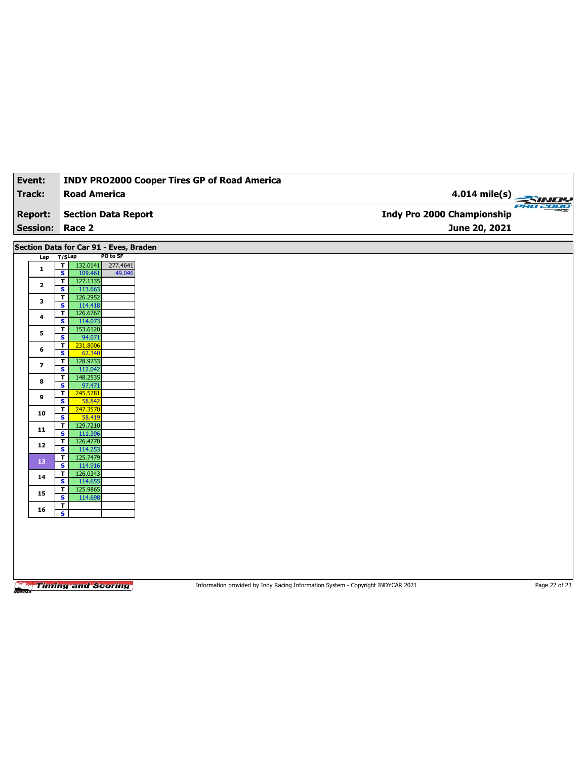| Event: | INDY PRO2000 Cooper Tires GP of Road America | |
|---|---|---|
| Track: | Road America | 4.014 mile(s) |
| Report: | Section Data Report | Indy Pro 2000 Championship |
| Session: | Race 2 | June 20, 2021 |

**Section Data for Car 91 - Eves, Braden**

| Lap | T/S | Lap | PO to SF |
|---|---|---|---|
| 1 | T | 132.0141 | 277.4641 |
| | S | 109.461 | 49.046 |
| 2 | T | 127.1335 | |
| | S | 113.663 | |
| 3 | T | 126.2952 | |
| | S | 114.418 | |
| 4 | T | 126.6767 | |
| | S | 114.073 | |
| 5 | T | 153.6120 | |
| | S | 94.071 | |
| 6 | T | 231.8006 | |
| | S | 62.340 | |
| 7 | T | 128.9733 | |
| | S | 112.042 | |
| 8 | T | 148.2535 | |
| | S | 97.471 | |
| 9 | T | 245.5781 | |
| | S | 58.842 | |
| 10 | T | 247.3570 | |
| | S | 58.419 | |
| 11 | T | 129.7210 | |
| | S | 111.396 | |
| 12 | T | 126.4770 | |
| | S | 114.253 | |
| 13 | T | 125.7479 | |
| | S | 114.916 | |
| 14 | T | 126.0343 | |
| | S | 114.655 | |
| 15 | T | 125.9865 | |
| | S | 114.698 | |
| 16 | T | | |
| | S | | |

Information provided by Indy Racing Information System - Copyright INDYCAR 2021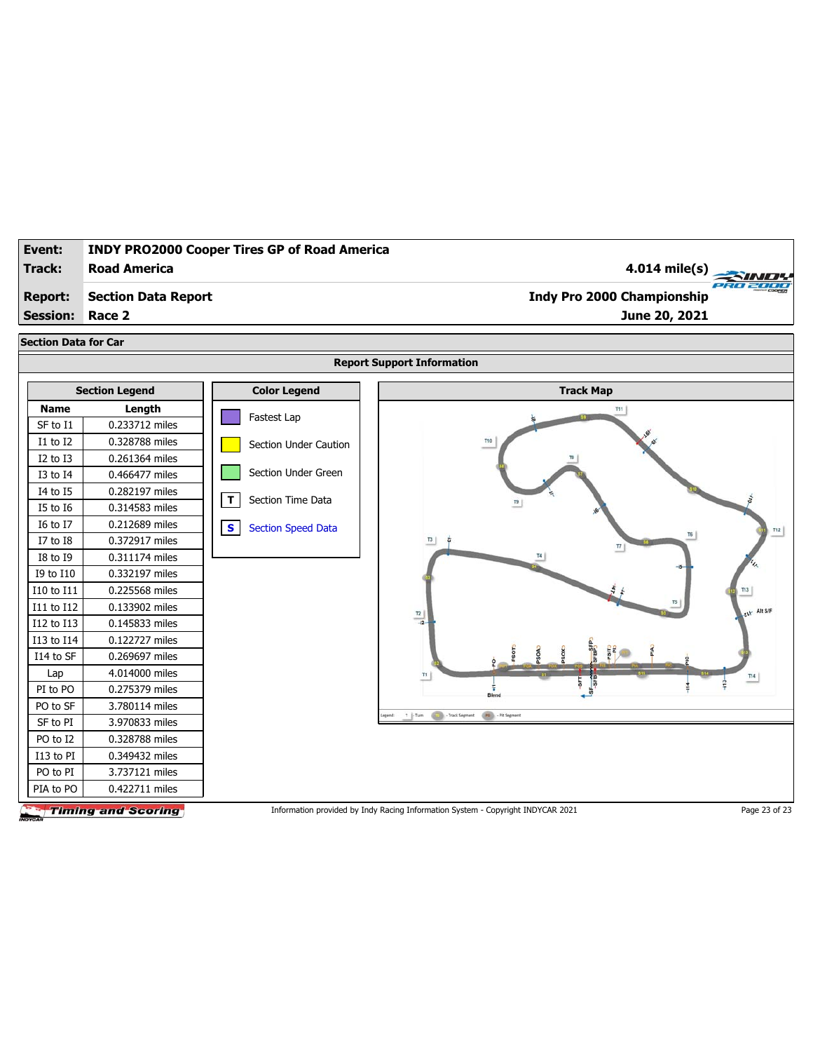| | | | |
|---|---|---|---|
| **Event:** | **INDY PRO2000 Cooper Tires GP of Road America** | | |
| **Track:** | **Road America** | **4.014 mile(s)** | |
| **Report:** | **Section Data Report** | **Indy Pro 2000 Championship** | |
| **Session:** | **Race 2** | **June 20, 2021** | |

**Section Data for Car**

## Report Support Information

### Section Legend

| Name | Length |
|---|---|
| SF to I1 | 0.233712 miles |
| I1 to I2 | 0.328788 miles |
| I2 to I3 | 0.261364 miles |
| I3 to I4 | 0.466477 miles |
| I4 to I5 | 0.282197 miles |
| I5 to I6 | 0.314583 miles |
| I6 to I7 | 0.212689 miles |
| I7 to I8 | 0.372917 miles |
| I8 to I9 | 0.311174 miles |
| I9 to I10 | 0.332197 miles |
| I10 to I11 | 0.225568 miles |
| I11 to I12 | 0.133902 miles |
| I12 to I13 | 0.145833 miles |
| I13 to I14 | 0.122727 miles |
| I14 to SF | 0.269697 miles |
| Lap | 4.014000 miles |
| PI to PO | 0.275379 miles |
| PO to SF | 3.780114 miles |
| SF to PI | 3.970833 miles |
| PO to I2 | 0.328788 miles |
| I13 to PI | 0.349432 miles |
| PO to PI | 3.737121 miles |
| PIA to PO | 0.422711 miles |

### Color Legend

- Fastest Lap
- Section Under Caution
- Section Under Green
- **T** Section Time Data
- **S** Section Speed Data

### Track Map

T1 T2 T3 T4 T5 T6 T7 T8 T9 T10 T11 T12 T13 T14

Alt S/F

Blend

Legend: T - Turn - Track Segment - Pit Segment

Information provided by Indy Racing Information System - Copyright INDYCAR 2021